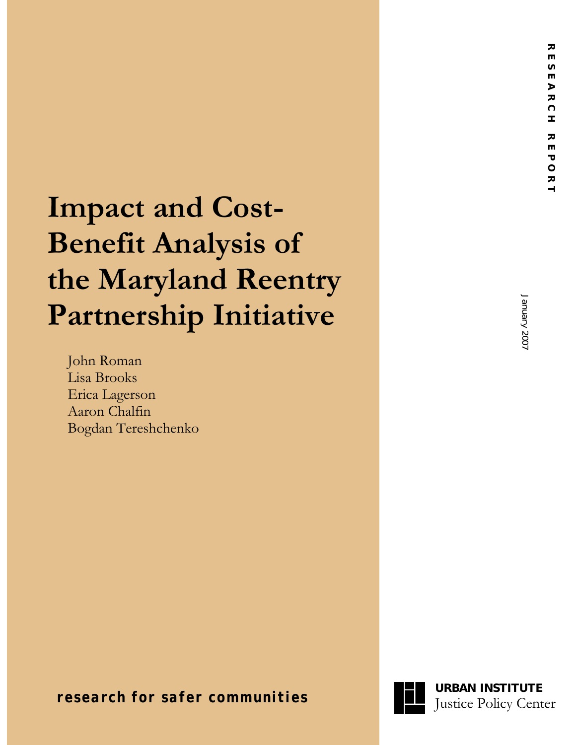RESEARCH REPORT

January 2007

# Impact and Cost-Benefit Analysis of the Maryland Reentry Partnership Initiative

John Roman
Lisa Brooks
Erica Lagerson
Aaron Chalfin
Bogdan Tereshchenko

**research for safer communities**

**URBAN INSTITUTE**
Justice Policy Center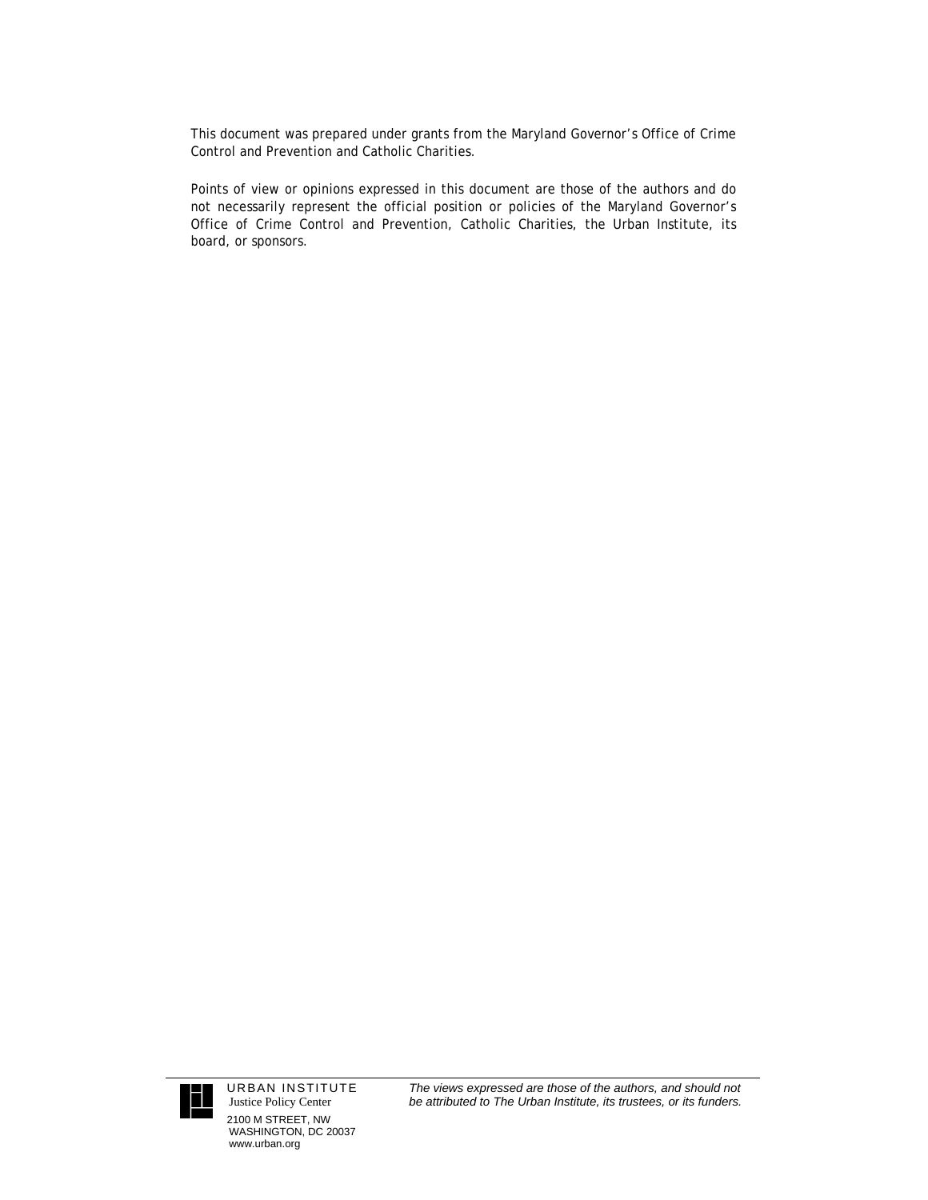This document was prepared under grants from the Maryland Governor's Office of Crime Control and Prevention and Catholic Charities.

Points of view or opinions expressed in this document are those of the authors and do not necessarily represent the official position or policies of the Maryland Governor's Office of Crime Control and Prevention, Catholic Charities, the Urban Institute, its board, or sponsors.

URBAN INSTITUTE
Justice Policy Center
2100 M STREET, NW
WASHINGTON, DC 20037
www.urban.org

*The views expressed are those of the authors, and should not be attributed to The Urban Institute, its trustees, or its funders.*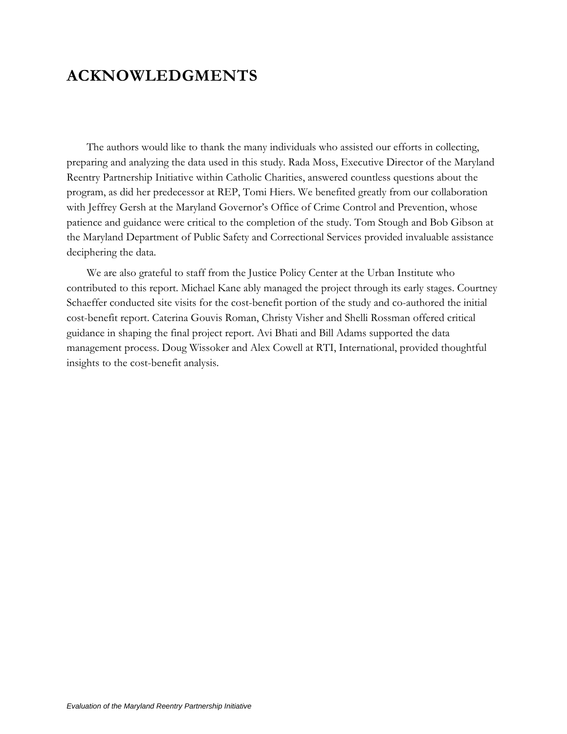# ACKNOWLEDGMENTS

The authors would like to thank the many individuals who assisted our efforts in collecting, preparing and analyzing the data used in this study. Rada Moss, Executive Director of the Maryland Reentry Partnership Initiative within Catholic Charities, answered countless questions about the program, as did her predecessor at REP, Tomi Hiers. We benefited greatly from our collaboration with Jeffrey Gersh at the Maryland Governor's Office of Crime Control and Prevention, whose patience and guidance were critical to the completion of the study. Tom Stough and Bob Gibson at the Maryland Department of Public Safety and Correctional Services provided invaluable assistance deciphering the data.

We are also grateful to staff from the Justice Policy Center at the Urban Institute who contributed to this report. Michael Kane ably managed the project through its early stages. Courtney Schaeffer conducted site visits for the cost-benefit portion of the study and co-authored the initial cost-benefit report. Caterina Gouvis Roman, Christy Visher and Shelli Rossman offered critical guidance in shaping the final project report. Avi Bhati and Bill Adams supported the data management process. Doug Wissoker and Alex Cowell at RTI, International, provided thoughtful insights to the cost-benefit analysis.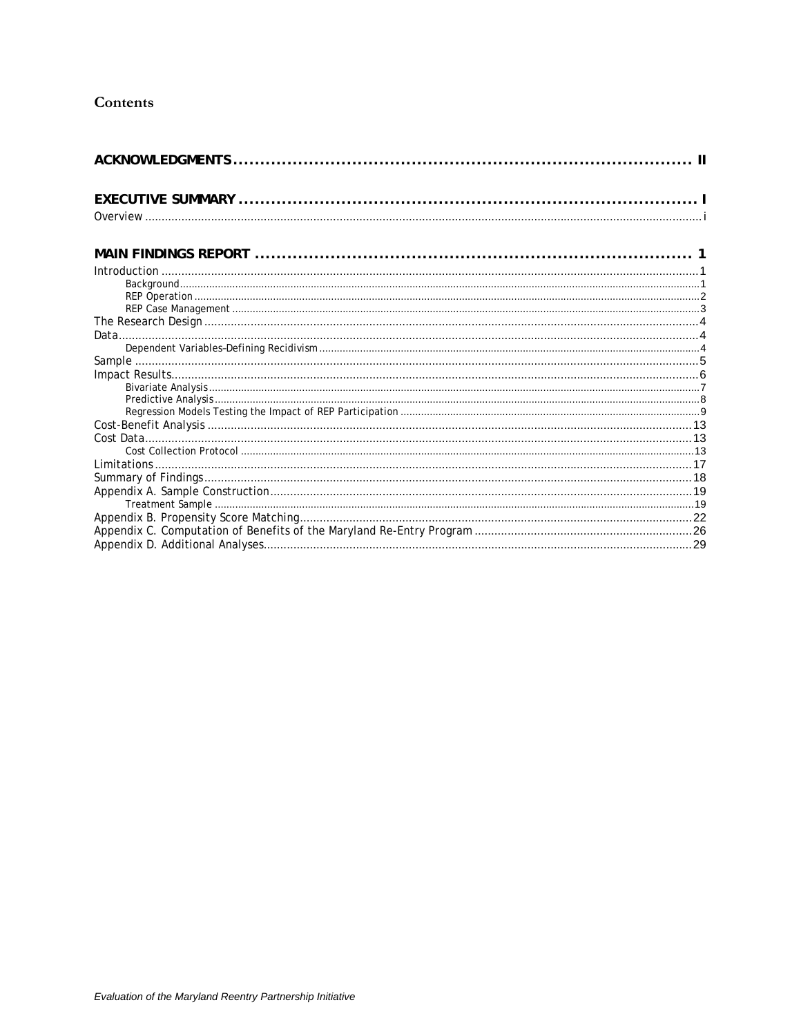# Contents

**ACKNOWLEDGMENTS .......................................................................... II**

**EXECUTIVE SUMMARY .......................................................................... I**

Overview ........................................................................................................................................ i

**MAIN FINDINGS REPORT ..................................................................... 1**

Introduction ..................................................................................................................................1
- Background.................................................................................................................................1
- REP Operation ............................................................................................................................2
- REP Case Management ...............................................................................................................3

The Research Design ....................................................................................................................4

Data...............................................................................................................................................4
- Dependent Variables–Defining Recidivism ..................................................................................4

Sample ..........................................................................................................................................5

Impact Results...............................................................................................................................6
- Bivariate Analysis ........................................................................................................................7
- Predictive Analysis .......................................................................................................................8
- Regression Models Testing the Impact of REP Participation .......................................................9

Cost-Benefit Analysis ..................................................................................................................13

Cost Data.....................................................................................................................................13
- Cost Collection Protocol ............................................................................................................13

Limitations ..................................................................................................................................17

Summary of Findings...................................................................................................................18

Appendix A. Sample Construction...............................................................................................19
- Treatment Sample .....................................................................................................................19

Appendix B. Propensity Score Matching......................................................................................22

Appendix C. Computation of Benefits of the Maryland Re-Entry Program .................................26

Appendix D. Additional Analyses.................................................................................................29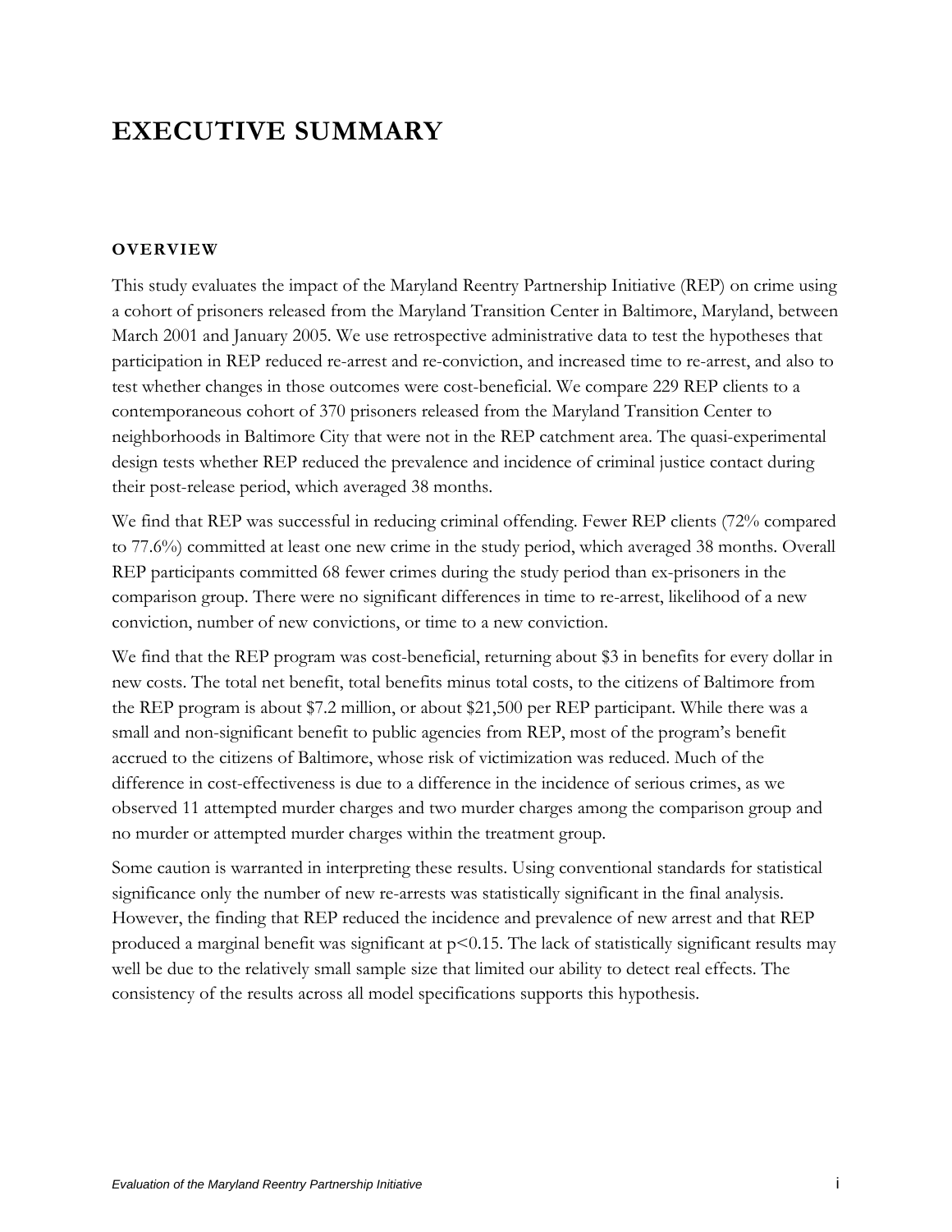# EXECUTIVE SUMMARY

## OVERVIEW

This study evaluates the impact of the Maryland Reentry Partnership Initiative (REP) on crime using a cohort of prisoners released from the Maryland Transition Center in Baltimore, Maryland, between March 2001 and January 2005. We use retrospective administrative data to test the hypotheses that participation in REP reduced re-arrest and re-conviction, and increased time to re-arrest, and also to test whether changes in those outcomes were cost-beneficial. We compare 229 REP clients to a contemporaneous cohort of 370 prisoners released from the Maryland Transition Center to neighborhoods in Baltimore City that were not in the REP catchment area. The quasi-experimental design tests whether REP reduced the prevalence and incidence of criminal justice contact during their post-release period, which averaged 38 months.

We find that REP was successful in reducing criminal offending. Fewer REP clients (72% compared to 77.6%) committed at least one new crime in the study period, which averaged 38 months. Overall REP participants committed 68 fewer crimes during the study period than ex-prisoners in the comparison group. There were no significant differences in time to re-arrest, likelihood of a new conviction, number of new convictions, or time to a new conviction.

We find that the REP program was cost-beneficial, returning about $3 in benefits for every dollar in new costs. The total net benefit, total benefits minus total costs, to the citizens of Baltimore from the REP program is about $7.2 million, or about $21,500 per REP participant. While there was a small and non-significant benefit to public agencies from REP, most of the program's benefit accrued to the citizens of Baltimore, whose risk of victimization was reduced. Much of the difference in cost-effectiveness is due to a difference in the incidence of serious crimes, as we observed 11 attempted murder charges and two murder charges among the comparison group and no murder or attempted murder charges within the treatment group.

Some caution is warranted in interpreting these results. Using conventional standards for statistical significance only the number of new re-arrests was statistically significant in the final analysis. However, the finding that REP reduced the incidence and prevalence of new arrest and that REP produced a marginal benefit was significant at $p<0.15$. The lack of statistically significant results may well be due to the relatively small sample size that limited our ability to detect real effects. The consistency of the results across all model specifications supports this hypothesis.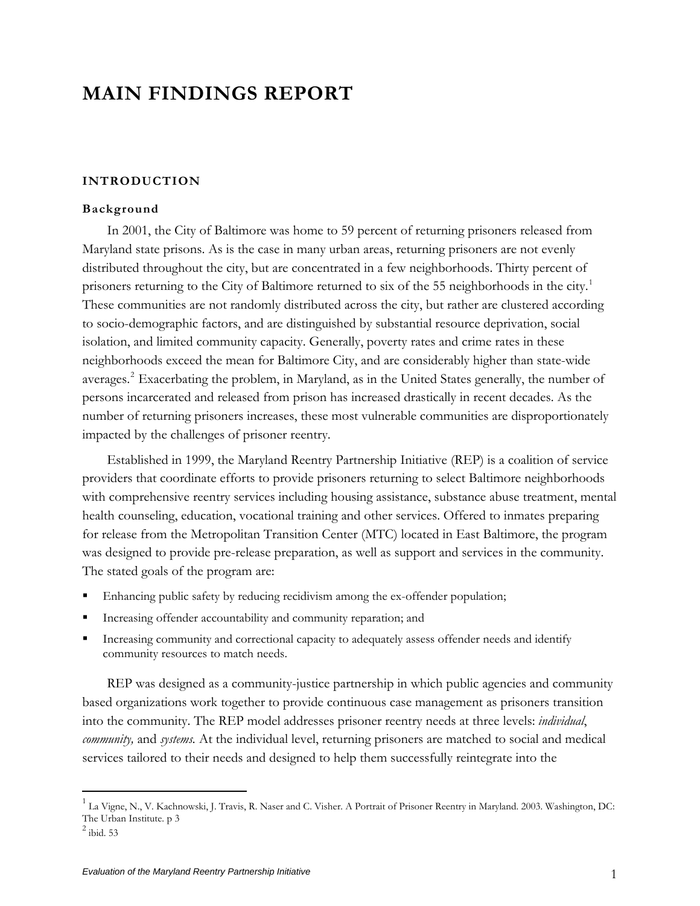# MAIN FINDINGS REPORT

## INTRODUCTION

### Background

In 2001, the City of Baltimore was home to 59 percent of returning prisoners released from Maryland state prisons. As is the case in many urban areas, returning prisoners are not evenly distributed throughout the city, but are concentrated in a few neighborhoods. Thirty percent of prisoners returning to the City of Baltimore returned to six of the 55 neighborhoods in the city.[1] These communities are not randomly distributed across the city, but rather are clustered according to socio-demographic factors, and are distinguished by substantial resource deprivation, social isolation, and limited community capacity. Generally, poverty rates and crime rates in these neighborhoods exceed the mean for Baltimore City, and are considerably higher than state-wide averages.[2] Exacerbating the problem, in Maryland, as in the United States generally, the number of persons incarcerated and released from prison has increased drastically in recent decades. As the number of returning prisoners increases, these most vulnerable communities are disproportionately impacted by the challenges of prisoner reentry.

Established in 1999, the Maryland Reentry Partnership Initiative (REP) is a coalition of service providers that coordinate efforts to provide prisoners returning to select Baltimore neighborhoods with comprehensive reentry services including housing assistance, substance abuse treatment, mental health counseling, education, vocational training and other services. Offered to inmates preparing for release from the Metropolitan Transition Center (MTC) located in East Baltimore, the program was designed to provide pre-release preparation, as well as support and services in the community. The stated goals of the program are:

- Enhancing public safety by reducing recidivism among the ex-offender population;
- Increasing offender accountability and community reparation; and
- Increasing community and correctional capacity to adequately assess offender needs and identify community resources to match needs.

REP was designed as a community-justice partnership in which public agencies and community based organizations work together to provide continuous case management as prisoners transition into the community. The REP model addresses prisoner reentry needs at three levels: *individual*, *community,* and *systems.* At the individual level, returning prisoners are matched to social and medical services tailored to their needs and designed to help them successfully reintegrate into the

[1] La Vigne, N., V. Kachnowski, J. Travis, R. Naser and C. Visher. A Portrait of Prisoner Reentry in Maryland. 2003. Washington, DC: The Urban Institute. p 3

[2] ibid. 53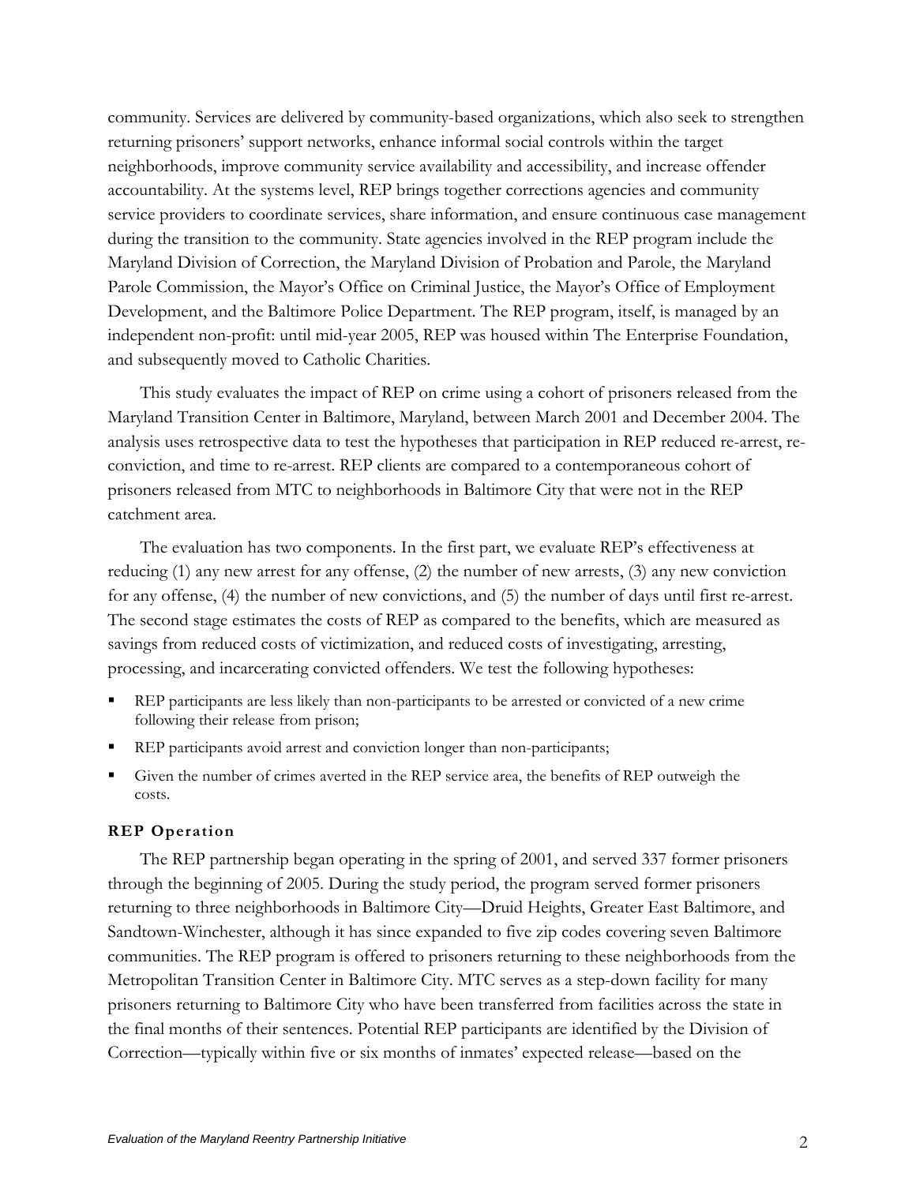community. Services are delivered by community-based organizations, which also seek to strengthen returning prisoners' support networks, enhance informal social controls within the target neighborhoods, improve community service availability and accessibility, and increase offender accountability. At the systems level, REP brings together corrections agencies and community service providers to coordinate services, share information, and ensure continuous case management during the transition to the community. State agencies involved in the REP program include the Maryland Division of Correction, the Maryland Division of Probation and Parole, the Maryland Parole Commission, the Mayor's Office on Criminal Justice, the Mayor's Office of Employment Development, and the Baltimore Police Department. The REP program, itself, is managed by an independent non-profit: until mid-year 2005, REP was housed within The Enterprise Foundation, and subsequently moved to Catholic Charities.

This study evaluates the impact of REP on crime using a cohort of prisoners released from the Maryland Transition Center in Baltimore, Maryland, between March 2001 and December 2004. The analysis uses retrospective data to test the hypotheses that participation in REP reduced re-arrest, re-conviction, and time to re-arrest. REP clients are compared to a contemporaneous cohort of prisoners released from MTC to neighborhoods in Baltimore City that were not in the REP catchment area.

The evaluation has two components. In the first part, we evaluate REP's effectiveness at reducing (1) any new arrest for any offense, (2) the number of new arrests, (3) any new conviction for any offense, (4) the number of new convictions, and (5) the number of days until first re-arrest. The second stage estimates the costs of REP as compared to the benefits, which are measured as savings from reduced costs of victimization, and reduced costs of investigating, arresting, processing, and incarcerating convicted offenders. We test the following hypotheses:

- REP participants are less likely than non-participants to be arrested or convicted of a new crime following their release from prison;
- REP participants avoid arrest and conviction longer than non-participants;
- Given the number of crimes averted in the REP service area, the benefits of REP outweigh the costs.

**REP Operation**

The REP partnership began operating in the spring of 2001, and served 337 former prisoners through the beginning of 2005. During the study period, the program served former prisoners returning to three neighborhoods in Baltimore City—Druid Heights, Greater East Baltimore, and Sandtown-Winchester, although it has since expanded to five zip codes covering seven Baltimore communities. The REP program is offered to prisoners returning to these neighborhoods from the Metropolitan Transition Center in Baltimore City. MTC serves as a step-down facility for many prisoners returning to Baltimore City who have been transferred from facilities across the state in the final months of their sentences. Potential REP participants are identified by the Division of Correction—typically within five or six months of inmates' expected release—based on the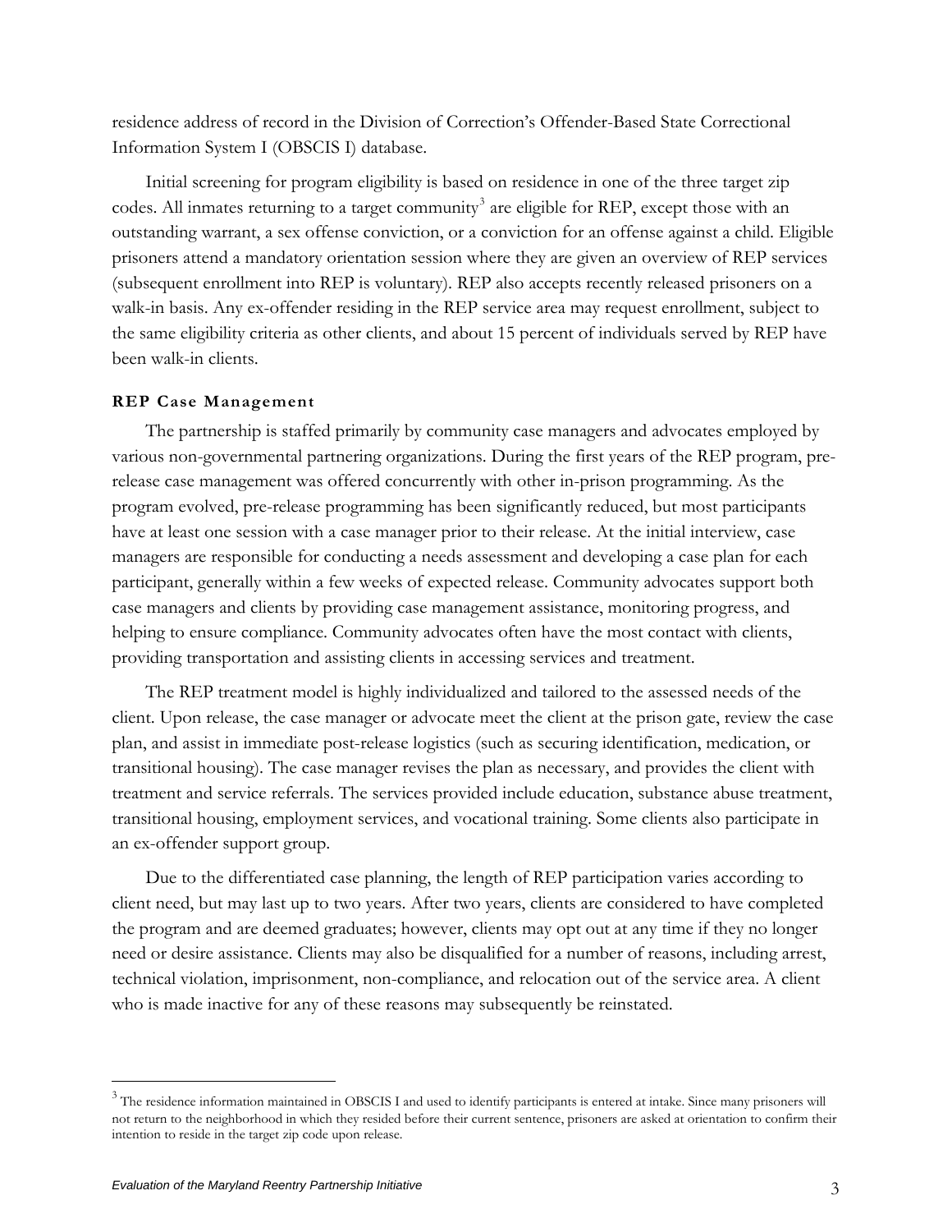residence address of record in the Division of Correction's Offender-Based State Correctional Information System I (OBSCIS I) database.

Initial screening for program eligibility is based on residence in one of the three target zip codes. All inmates returning to a target community[3] are eligible for REP, except those with an outstanding warrant, a sex offense conviction, or a conviction for an offense against a child. Eligible prisoners attend a mandatory orientation session where they are given an overview of REP services (subsequent enrollment into REP is voluntary). REP also accepts recently released prisoners on a walk-in basis. Any ex-offender residing in the REP service area may request enrollment, subject to the same eligibility criteria as other clients, and about 15 percent of individuals served by REP have been walk-in clients.

**REP Case Management**

The partnership is staffed primarily by community case managers and advocates employed by various non-governmental partnering organizations. During the first years of the REP program, pre-release case management was offered concurrently with other in-prison programming. As the program evolved, pre-release programming has been significantly reduced, but most participants have at least one session with a case manager prior to their release. At the initial interview, case managers are responsible for conducting a needs assessment and developing a case plan for each participant, generally within a few weeks of expected release. Community advocates support both case managers and clients by providing case management assistance, monitoring progress, and helping to ensure compliance. Community advocates often have the most contact with clients, providing transportation and assisting clients in accessing services and treatment.

The REP treatment model is highly individualized and tailored to the assessed needs of the client. Upon release, the case manager or advocate meet the client at the prison gate, review the case plan, and assist in immediate post-release logistics (such as securing identification, medication, or transitional housing). The case manager revises the plan as necessary, and provides the client with treatment and service referrals. The services provided include education, substance abuse treatment, transitional housing, employment services, and vocational training. Some clients also participate in an ex-offender support group.

Due to the differentiated case planning, the length of REP participation varies according to client need, but may last up to two years. After two years, clients are considered to have completed the program and are deemed graduates; however, clients may opt out at any time if they no longer need or desire assistance. Clients may also be disqualified for a number of reasons, including arrest, technical violation, imprisonment, non-compliance, and relocation out of the service area. A client who is made inactive for any of these reasons may subsequently be reinstated.

---

[3] The residence information maintained in OBSCIS I and used to identify participants is entered at intake. Since many prisoners will not return to the neighborhood in which they resided before their current sentence, prisoners are asked at orientation to confirm their intention to reside in the target zip code upon release.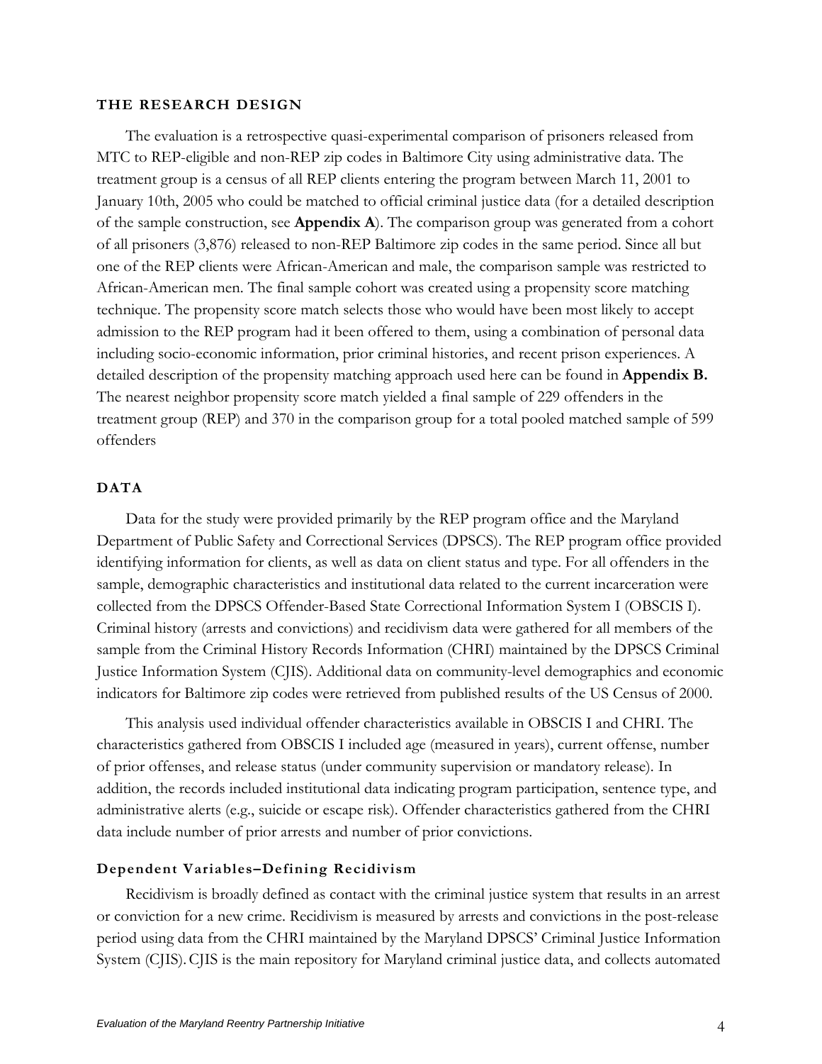## THE RESEARCH DESIGN

The evaluation is a retrospective quasi-experimental comparison of prisoners released from MTC to REP-eligible and non-REP zip codes in Baltimore City using administrative data. The treatment group is a census of all REP clients entering the program between March 11, 2001 to January 10th, 2005 who could be matched to official criminal justice data (for a detailed description of the sample construction, see **Appendix A**). The comparison group was generated from a cohort of all prisoners (3,876) released to non-REP Baltimore zip codes in the same period. Since all but one of the REP clients were African-American and male, the comparison sample was restricted to African-American men. The final sample cohort was created using a propensity score matching technique. The propensity score match selects those who would have been most likely to accept admission to the REP program had it been offered to them, using a combination of personal data including socio-economic information, prior criminal histories, and recent prison experiences. A detailed description of the propensity matching approach used here can be found in **Appendix B.** The nearest neighbor propensity score match yielded a final sample of 229 offenders in the treatment group (REP) and 370 in the comparison group for a total pooled matched sample of 599 offenders

## DATA

Data for the study were provided primarily by the REP program office and the Maryland Department of Public Safety and Correctional Services (DPSCS). The REP program office provided identifying information for clients, as well as data on client status and type. For all offenders in the sample, demographic characteristics and institutional data related to the current incarceration were collected from the DPSCS Offender-Based State Correctional Information System I (OBSCIS I). Criminal history (arrests and convictions) and recidivism data were gathered for all members of the sample from the Criminal History Records Information (CHRI) maintained by the DPSCS Criminal Justice Information System (CJIS). Additional data on community-level demographics and economic indicators for Baltimore zip codes were retrieved from published results of the US Census of 2000.

This analysis used individual offender characteristics available in OBSCIS I and CHRI. The characteristics gathered from OBSCIS I included age (measured in years), current offense, number of prior offenses, and release status (under community supervision or mandatory release). In addition, the records included institutional data indicating program participation, sentence type, and administrative alerts (e.g., suicide or escape risk). Offender characteristics gathered from the CHRI data include number of prior arrests and number of prior convictions.

### Dependent Variables–Defining Recidivism

Recidivism is broadly defined as contact with the criminal justice system that results in an arrest or conviction for a new crime. Recidivism is measured by arrests and convictions in the post-release period using data from the CHRI maintained by the Maryland DPSCS' Criminal Justice Information System (CJIS). CJIS is the main repository for Maryland criminal justice data, and collects automated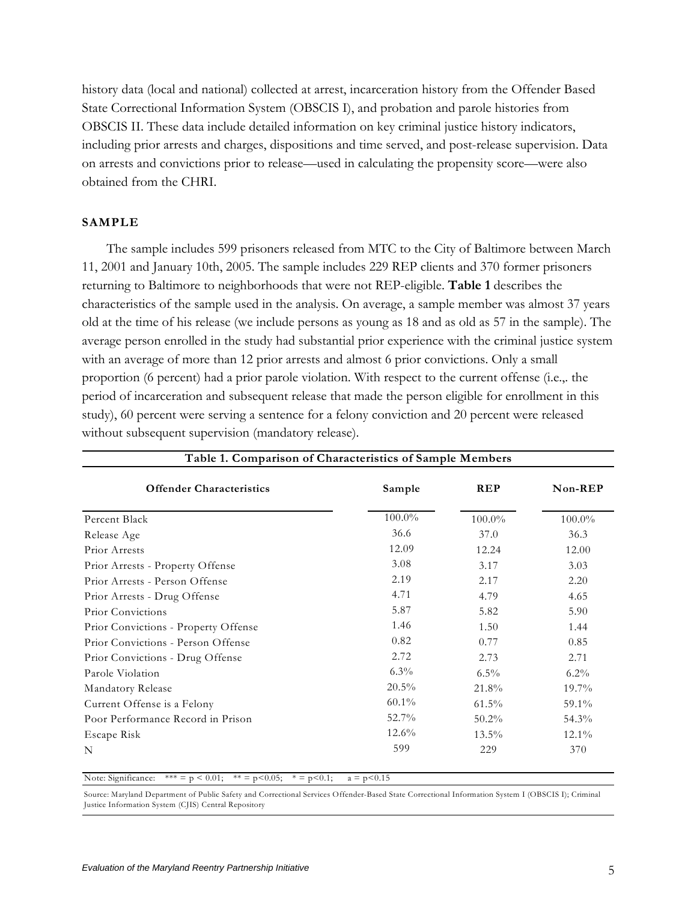history data (local and national) collected at arrest, incarceration history from the Offender Based State Correctional Information System (OBSCIS I), and probation and parole histories from OBSCIS II. These data include detailed information on key criminal justice history indicators, including prior arrests and charges, dispositions and time served, and post-release supervision. Data on arrests and convictions prior to release—used in calculating the propensity score—were also obtained from the CHRI.

### SAMPLE

The sample includes 599 prisoners released from MTC to the City of Baltimore between March 11, 2001 and January 10th, 2005. The sample includes 229 REP clients and 370 former prisoners returning to Baltimore to neighborhoods that were not REP-eligible. **Table 1** describes the characteristics of the sample used in the analysis. On average, a sample member was almost 37 years old at the time of his release (we include persons as young as 18 and as old as 57 in the sample). The average person enrolled in the study had substantial prior experience with the criminal justice system with an average of more than 12 prior arrests and almost 6 prior convictions. Only a small proportion (6 percent) had a prior parole violation. With respect to the current offense (i.e.,. the period of incarceration and subsequent release that made the person eligible for enrollment in this study), 60 percent were serving a sentence for a felony conviction and 20 percent were released without subsequent supervision (mandatory release).

**Table 1. Comparison of Characteristics of Sample Members**

| Offender Characteristics | Sample | REP | Non-REP |
|---|---|---|---|
| Percent Black | 100.0% | 100.0% | 100.0% |
| Release Age | 36.6 | 37.0 | 36.3 |
| Prior Arrests | 12.09 | 12.24 | 12.00 |
| Prior Arrests - Property Offense | 3.08 | 3.17 | 3.03 |
| Prior Arrests - Person Offense | 2.19 | 2.17 | 2.20 |
| Prior Arrests - Drug Offense | 4.71 | 4.79 | 4.65 |
| Prior Convictions | 5.87 | 5.82 | 5.90 |
| Prior Convictions - Property Offense | 1.46 | 1.50 | 1.44 |
| Prior Convictions - Person Offense | 0.82 | 0.77 | 0.85 |
| Prior Convictions - Drug Offense | 2.72 | 2.73 | 2.71 |
| Parole Violation | 6.3% | 6.5% | 6.2% |
| Mandatory Release | 20.5% | 21.8% | 19.7% |
| Current Offense is a Felony | 60.1% | 61.5% | 59.1% |
| Poor Performance Record in Prison | 52.7% | 50.2% | 54.3% |
| Escape Risk | 12.6% | 13.5% | 12.1% |
| N | 599 | 229 | 370 |

Note: Significance: *** = $p < 0.01$; ** = $p<0.05$; * = $p<0.1$; a = $p<0.15$

Source: Maryland Department of Public Safety and Correctional Services Offender-Based State Correctional Information System I (OBSCIS I); Criminal Justice Information System (CJIS) Central Repository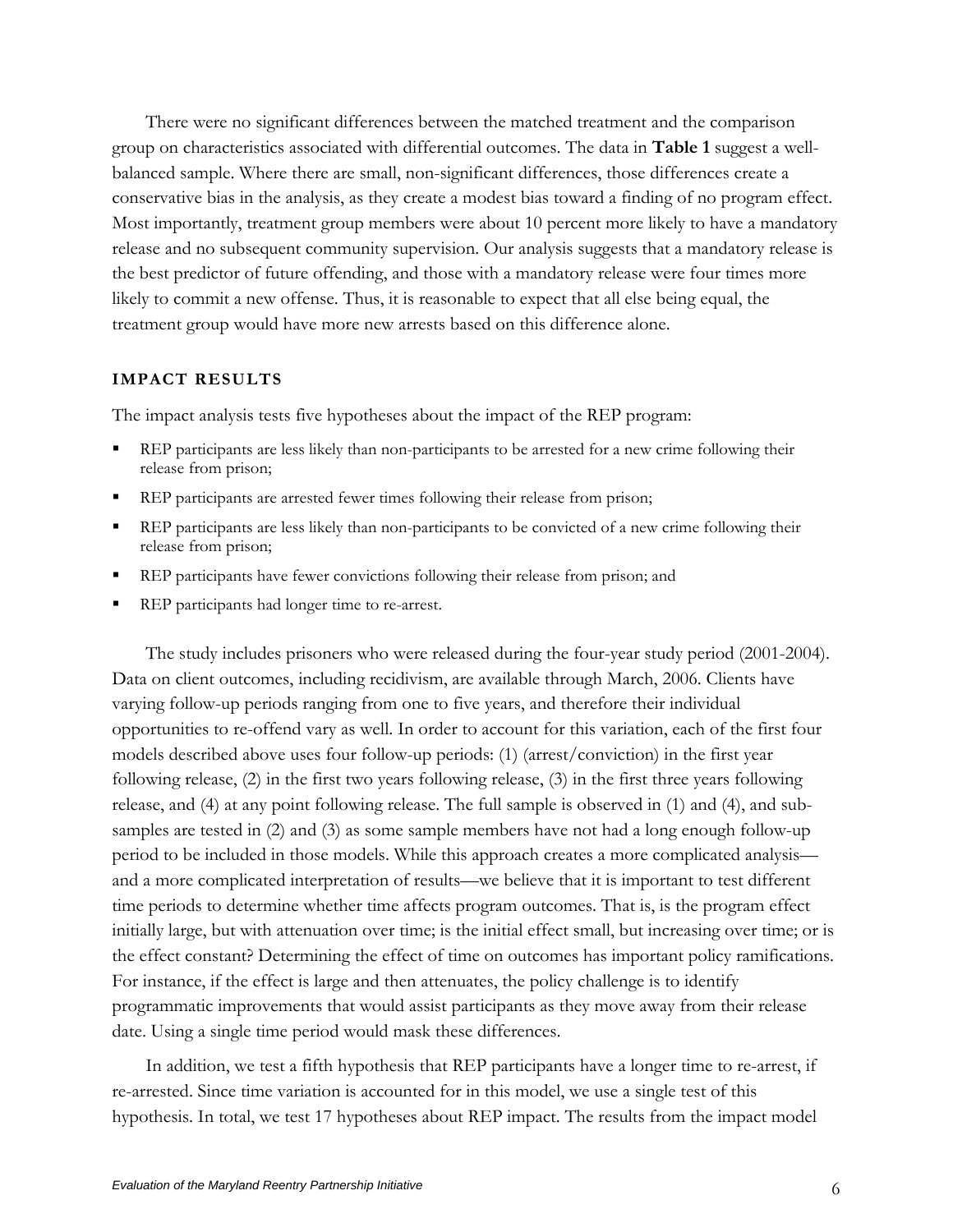There were no significant differences between the matched treatment and the comparison group on characteristics associated with differential outcomes. The data in **Table 1** suggest a well-balanced sample. Where there are small, non-significant differences, those differences create a conservative bias in the analysis, as they create a modest bias toward a finding of no program effect. Most importantly, treatment group members were about 10 percent more likely to have a mandatory release and no subsequent community supervision. Our analysis suggests that a mandatory release is the best predictor of future offending, and those with a mandatory release were four times more likely to commit a new offense. Thus, it is reasonable to expect that all else being equal, the treatment group would have more new arrests based on this difference alone.

### IMPACT RESULTS

The impact analysis tests five hypotheses about the impact of the REP program:

- REP participants are less likely than non-participants to be arrested for a new crime following their release from prison;
- REP participants are arrested fewer times following their release from prison;
- REP participants are less likely than non-participants to be convicted of a new crime following their release from prison;
- REP participants have fewer convictions following their release from prison; and
- REP participants had longer time to re-arrest.

The study includes prisoners who were released during the four-year study period (2001-2004). Data on client outcomes, including recidivism, are available through March, 2006. Clients have varying follow-up periods ranging from one to five years, and therefore their individual opportunities to re-offend vary as well. In order to account for this variation, each of the first four models described above uses four follow-up periods: (1) (arrest/conviction) in the first year following release, (2) in the first two years following release, (3) in the first three years following release, and (4) at any point following release. The full sample is observed in (1) and (4), and sub-samples are tested in (2) and (3) as some sample members have not had a long enough follow-up period to be included in those models. While this approach creates a more complicated analysis—and a more complicated interpretation of results—we believe that it is important to test different time periods to determine whether time affects program outcomes. That is, is the program effect initially large, but with attenuation over time; is the initial effect small, but increasing over time; or is the effect constant? Determining the effect of time on outcomes has important policy ramifications. For instance, if the effect is large and then attenuates, the policy challenge is to identify programmatic improvements that would assist participants as they move away from their release date. Using a single time period would mask these differences.

In addition, we test a fifth hypothesis that REP participants have a longer time to re-arrest, if re-arrested. Since time variation is accounted for in this model, we use a single test of this hypothesis. In total, we test 17 hypotheses about REP impact. The results from the impact model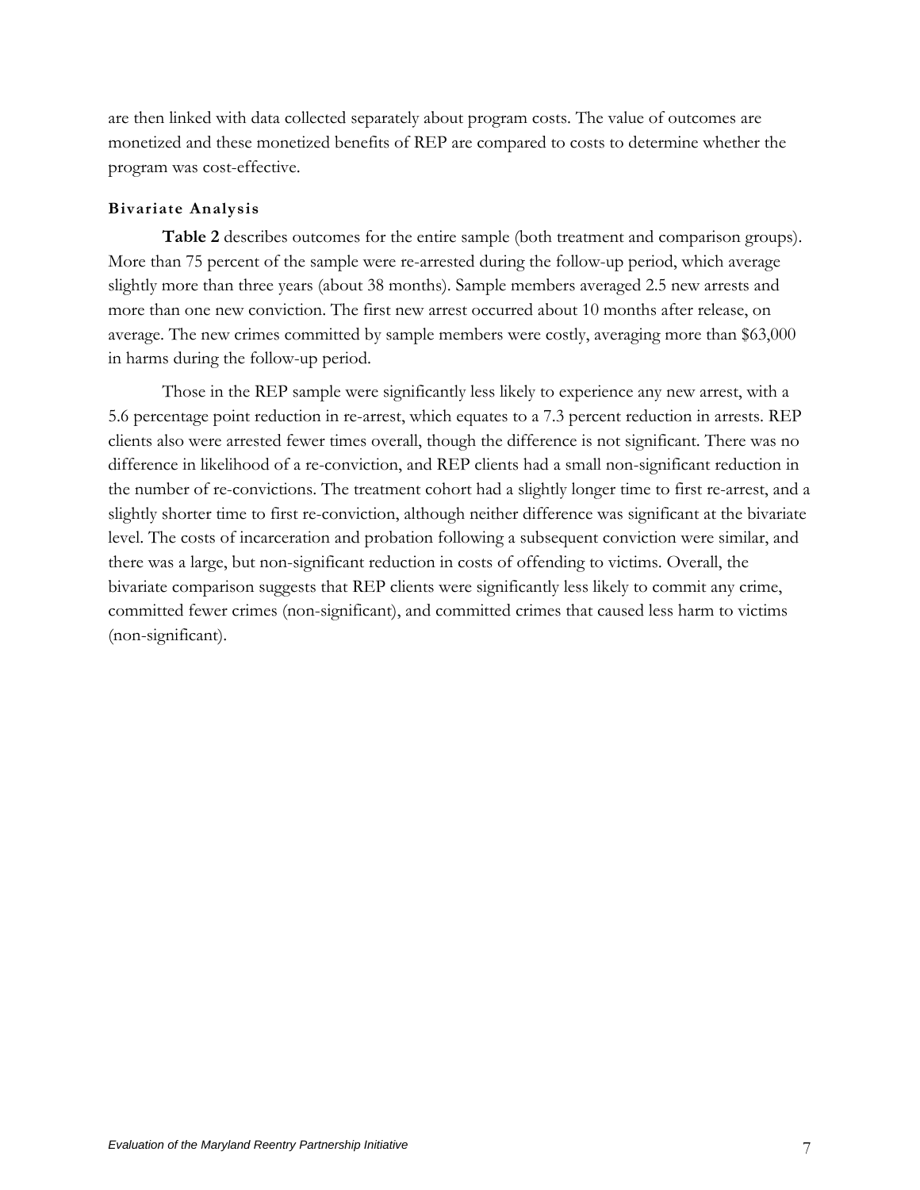are then linked with data collected separately about program costs. The value of outcomes are monetized and these monetized benefits of REP are compared to costs to determine whether the program was cost-effective.

#### Bivariate Analysis

**Table 2** describes outcomes for the entire sample (both treatment and comparison groups). More than 75 percent of the sample were re-arrested during the follow-up period, which average slightly more than three years (about 38 months). Sample members averaged 2.5 new arrests and more than one new conviction. The first new arrest occurred about 10 months after release, on average. The new crimes committed by sample members were costly, averaging more than $63,000 in harms during the follow-up period.

Those in the REP sample were significantly less likely to experience any new arrest, with a 5.6 percentage point reduction in re-arrest, which equates to a 7.3 percent reduction in arrests. REP clients also were arrested fewer times overall, though the difference is not significant. There was no difference in likelihood of a re-conviction, and REP clients had a small non-significant reduction in the number of re-convictions. The treatment cohort had a slightly longer time to first re-arrest, and a slightly shorter time to first re-conviction, although neither difference was significant at the bivariate level. The costs of incarceration and probation following a subsequent conviction were similar, and there was a large, but non-significant reduction in costs of offending to victims. Overall, the bivariate comparison suggests that REP clients were significantly less likely to commit any crime, committed fewer crimes (non-significant), and committed crimes that caused less harm to victims (non-significant).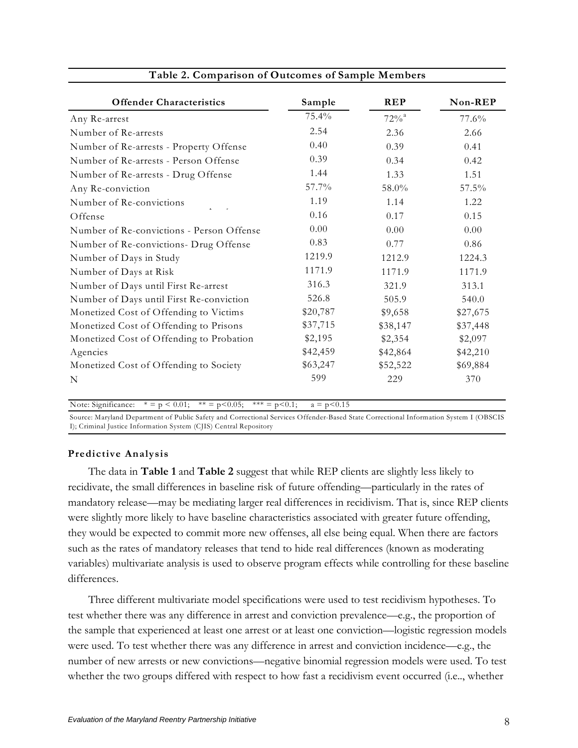| Table 2. Comparison of Outcomes of Sample Members | | | |
|---|---|---|---|
| **Offender Characteristics** | **Sample** | **REP** | **Non-REP** |
| Any Re-arrest | 75.4% | 72%[a] | 77.6% |
| Number of Re-arrests | 2.54 | 2.36 | 2.66 |
| Number of Re-arrests - Property Offense | 0.40 | 0.39 | 0.41 |
| Number of Re-arrests - Person Offense | 0.39 | 0.34 | 0.42 |
| Number of Re-arrests - Drug Offense | 1.44 | 1.33 | 1.51 |
| Any Re-conviction | 57.7% | 58.0% | 57.5% |
| Number of Re-convictions | 1.19 | 1.14 | 1.22 |
| Offense | 0.16 | 0.17 | 0.15 |
| Number of Re-convictions - Person Offense | 0.00 | 0.00 | 0.00 |
| Number of Re-convictions- Drug Offense | 0.83 | 0.77 | 0.86 |
| Number of Days in Study | 1219.9 | 1212.9 | 1224.3 |
| Number of Days at Risk | 1171.9 | 1171.9 | 1171.9 |
| Number of Days until First Re-arrest | 316.3 | 321.9 | 313.1 |
| Number of Days until First Re-conviction | 526.8 | 505.9 | 540.0 |
| Monetized Cost of Offending to Victims | \$20,787 | \$9,658 | \$27,675 |
| Monetized Cost of Offending to Prisons | \$37,715 | \$38,147 | \$37,448 |
| Monetized Cost of Offending to Probation | \$2,195 | \$2,354 | \$2,097 |
| Agencies | \$42,459 | \$42,864 | \$42,210 |
| Monetized Cost of Offending to Society | \$63,247 | \$52,522 | \$69,884 |
| N | 599 | 229 | 370 |

Note: Significance: * = p < 0.01; ** = p<0.05; *** = p<0.1; a = p<0.15

Source: Maryland Department of Public Safety and Correctional Services Offender-Based State Correctional Information System I (OBSCIS I); Criminal Justice Information System (CJIS) Central Repository

#### Predictive Analysis

The data in **Table 1** and **Table 2** suggest that while REP clients are slightly less likely to recidivate, the small differences in baseline risk of future offending—particularly in the rates of mandatory release—may be mediating larger real differences in recidivism. That is, since REP clients were slightly more likely to have baseline characteristics associated with greater future offending, they would be expected to commit more new offenses, all else being equal. When there are factors such as the rates of mandatory releases that tend to hide real differences (known as moderating variables) multivariate analysis is used to observe program effects while controlling for these baseline differences.

Three different multivariate model specifications were used to test recidivism hypotheses. To test whether there was any difference in arrest and conviction prevalence—e.g., the proportion of the sample that experienced at least one arrest or at least one conviction—logistic regression models were used. To test whether there was any difference in arrest and conviction incidence—e.g., the number of new arrests or new convictions—negative binomial regression models were used. To test whether the two groups differed with respect to how fast a recidivism event occurred (i.e.., whether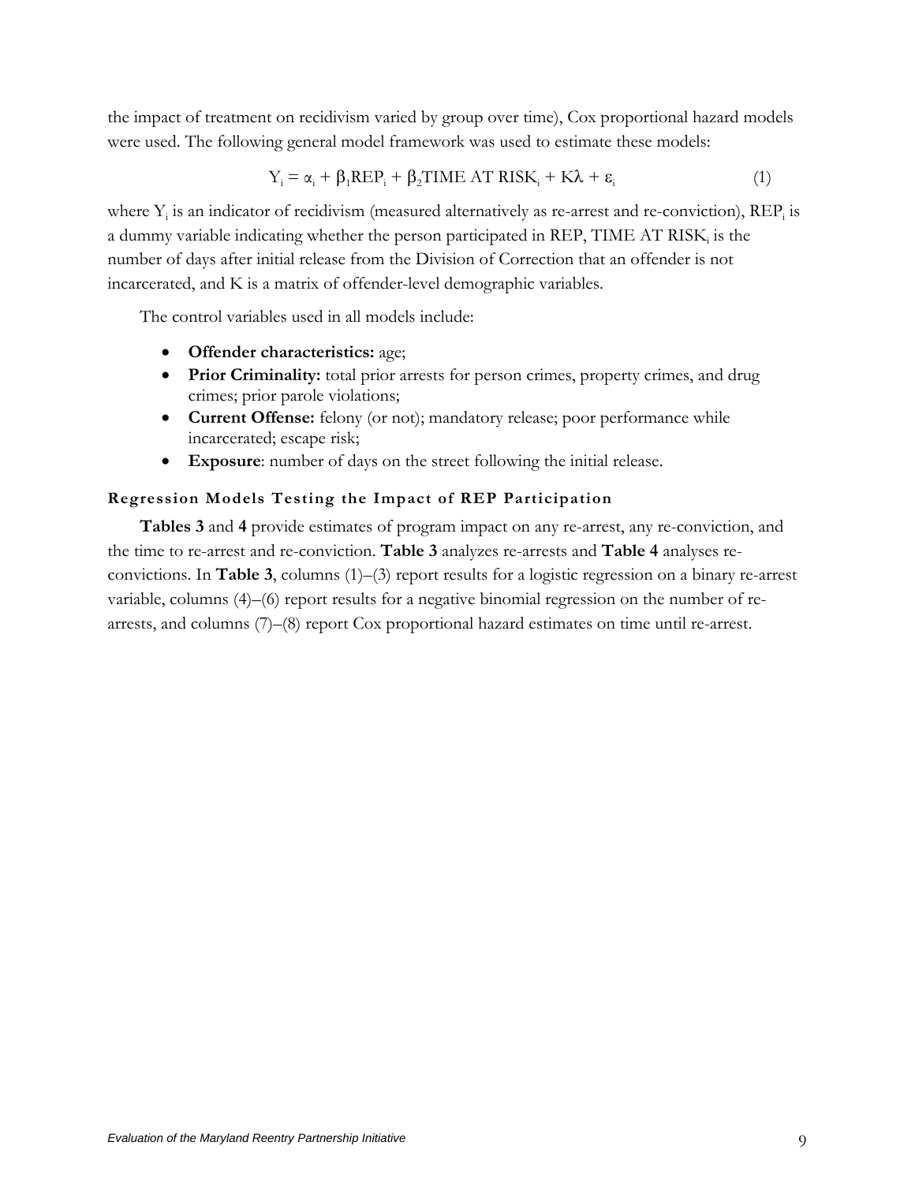the impact of treatment on recidivism varied by group over time), Cox proportional hazard models were used. The following general model framework was used to estimate these models:

$$Y_i = \alpha_i + \beta_1 REP_i + \beta_2 TIME\ AT\ RISK_i + K\lambda + \varepsilon_i \quad (1)$$

where $Y_i$ is an indicator of recidivism (measured alternatively as re-arrest and re-conviction), $REP_i$ is a dummy variable indicating whether the person participated in REP, $TIME\ AT\ RISK_i$ is the number of days after initial release from the Division of Correction that an offender is not incarcerated, and K is a matrix of offender-level demographic variables.

The control variables used in all models include:

- **Offender characteristics:** age;
- **Prior Criminality:** total prior arrests for person crimes, property crimes, and drug crimes; prior parole violations;
- **Current Offense:** felony (or not); mandatory release; poor performance while incarcerated; escape risk;
- **Exposure**: number of days on the street following the initial release.

#### Regression Models Testing the Impact of REP Participation

**Tables 3** and **4** provide estimates of program impact on any re-arrest, any re-conviction, and the time to re-arrest and re-conviction. **Table 3** analyzes re-arrests and **Table 4** analyses re-convictions. In **Table 3**, columns (1)–(3) report results for a logistic regression on a binary re-arrest variable, columns (4)–(6) report results for a negative binomial regression on the number of re-arrests, and columns (7)–(8) report Cox proportional hazard estimates on time until re-arrest.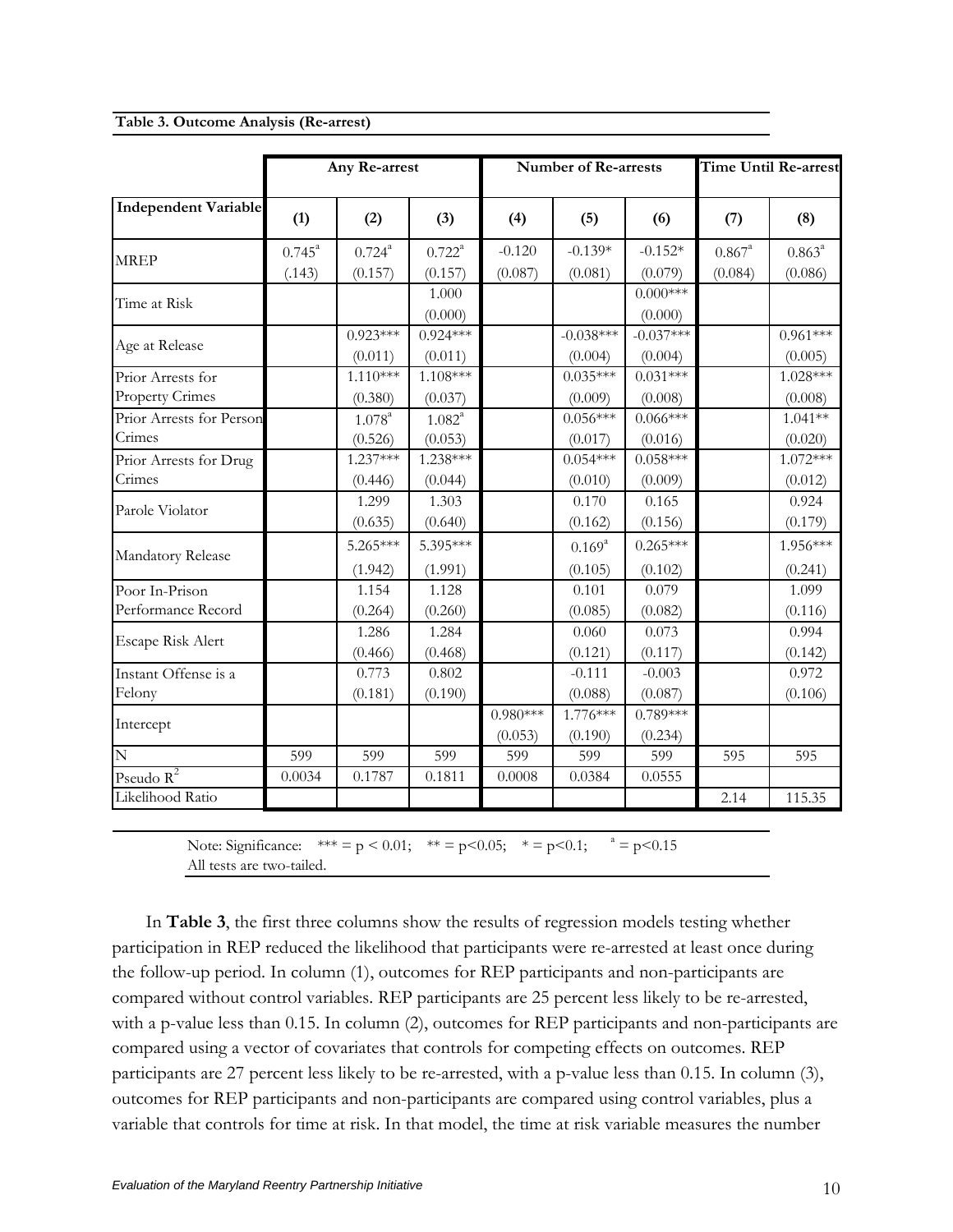**Table 3. Outcome Analysis (Re-arrest)**

| | Any Re-arrest | | | Number of Re-arrests | | | Time Until Re-arrest | |
|---|---|---|---|---|---|---|---|---|
| **Independent Variable** | (1) | (2) | (3) | (4) | (5) | (6) | (7) | (8) |
| MREP | 0.745[a] (.143) | 0.724[a] (0.157) | 0.722[a] (0.157) | -0.120 (0.087) | -0.139* (0.081) | -0.152* (0.079) | 0.867[a] (0.084) | 0.863[a] (0.086) |
| Time at Risk | | | 1.000 (0.000) | | | 0.000*** (0.000) | | |
| Age at Release | | 0.923*** (0.011) | 0.924*** (0.011) | | -0.038*** (0.004) | -0.037*** (0.004) | | 0.961*** (0.005) |
| Prior Arrests for Property Crimes | | 1.110*** (0.380) | 1.108*** (0.037) | | 0.035*** (0.009) | 0.031*** (0.008) | | 1.028*** (0.008) |
| Prior Arrests for Person Crimes | | 1.078[a] (0.526) | 1.082[a] (0.053) | | 0.056*** (0.017) | 0.066*** (0.016) | | 1.041** (0.020) |
| Prior Arrests for Drug Crimes | | 1.237*** (0.446) | 1.238*** (0.044) | | 0.054*** (0.010) | 0.058*** (0.009) | | 1.072*** (0.012) |
| Parole Violator | | 1.299 (0.635) | 1.303 (0.640) | | 0.170 (0.162) | 0.165 (0.156) | | 0.924 (0.179) |
| Mandatory Release | | 5.265*** (1.942) | 5.395*** (1.991) | | 0.169[a] (0.105) | 0.265*** (0.102) | | 1.956*** (0.241) |
| Poor In-Prison Performance Record | | 1.154 (0.264) | 1.128 (0.260) | | 0.101 (0.085) | 0.079 (0.082) | | 1.099 (0.116) |
| Escape Risk Alert | | 1.286 (0.466) | 1.284 (0.468) | | 0.060 (0.121) | 0.073 (0.117) | | 0.994 (0.142) |
| Instant Offense is a Felony | | 0.773 (0.181) | 0.802 (0.190) | | -0.111 (0.088) | -0.003 (0.087) | | 0.972 (0.106) |
| Intercept | | | | 0.980*** (0.053) | 1.776*** (0.190) | 0.789*** (0.234) | | |
| N | 599 | 599 | 599 | 599 | 599 | 599 | 595 | 595 |
| Pseudo $R^2$ | 0.0034 | 0.1787 | 0.1811 | 0.0008 | 0.0384 | 0.0555 | | |
| Likelihood Ratio | | | | | | | 2.14 | 115.35 |

Note: Significance: *** = $p < 0.01$; ** = $p<0.05$; * = $p<0.1$; [a] = $p<0.15$
All tests are two-tailed.

In **Table 3**, the first three columns show the results of regression models testing whether participation in REP reduced the likelihood that participants were re-arrested at least once during the follow-up period. In column (1), outcomes for REP participants and non-participants are compared without control variables. REP participants are 25 percent less likely to be re-arrested, with a p-value less than 0.15. In column (2), outcomes for REP participants and non-participants are compared using a vector of covariates that controls for competing effects on outcomes. REP participants are 27 percent less likely to be re-arrested, with a p-value less than 0.15. In column (3), outcomes for REP participants and non-participants are compared using control variables, plus a variable that controls for time at risk. In that model, the time at risk variable measures the number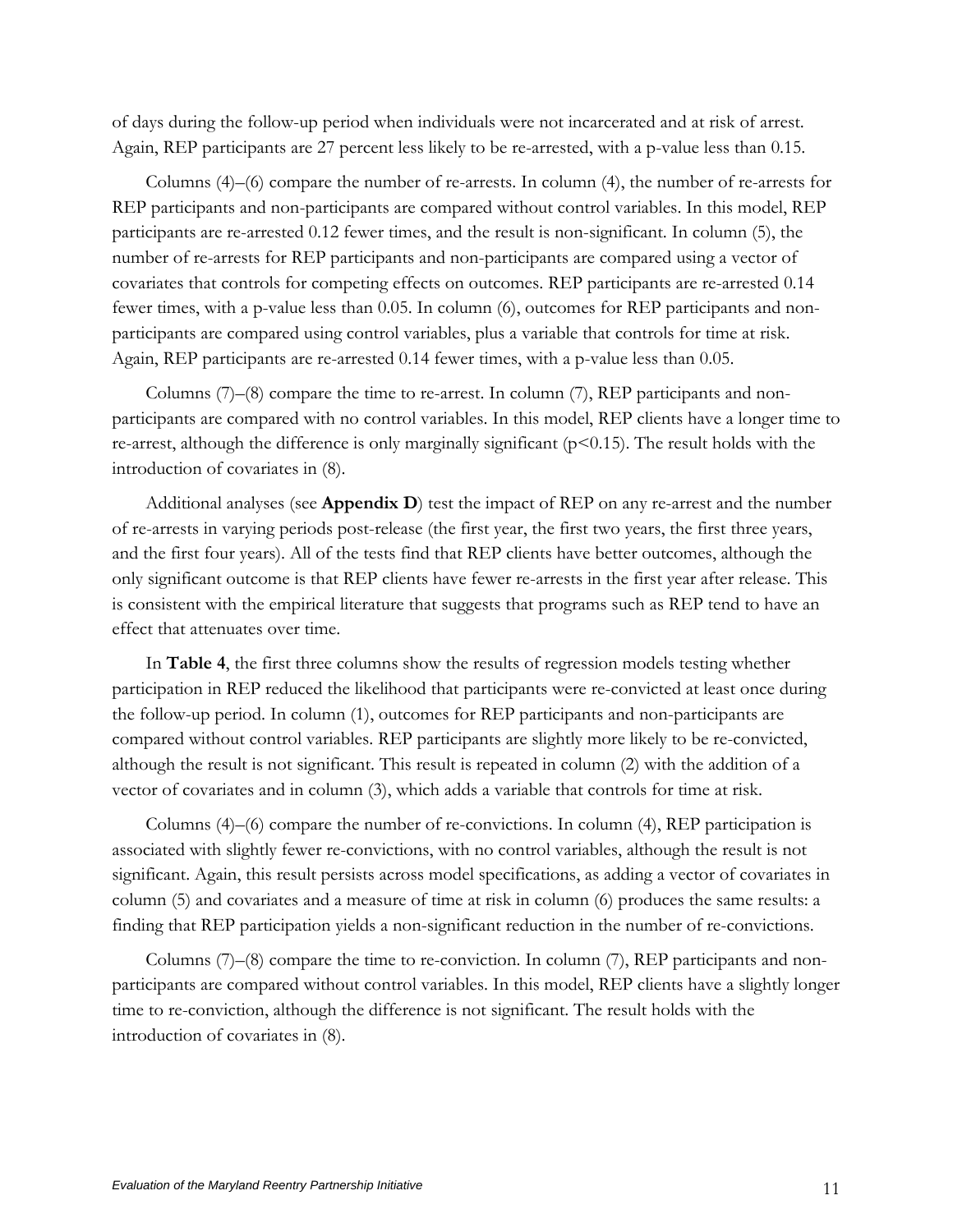of days during the follow-up period when individuals were not incarcerated and at risk of arrest. Again, REP participants are 27 percent less likely to be re-arrested, with a p-value less than 0.15.

Columns (4)–(6) compare the number of re-arrests. In column (4), the number of re-arrests for REP participants and non-participants are compared without control variables. In this model, REP participants are re-arrested 0.12 fewer times, and the result is non-significant. In column (5), the number of re-arrests for REP participants and non-participants are compared using a vector of covariates that controls for competing effects on outcomes. REP participants are re-arrested 0.14 fewer times, with a p-value less than 0.05. In column (6), outcomes for REP participants and non-participants are compared using control variables, plus a variable that controls for time at risk. Again, REP participants are re-arrested 0.14 fewer times, with a p-value less than 0.05.

Columns (7)–(8) compare the time to re-arrest. In column (7), REP participants and non-participants are compared with no control variables. In this model, REP clients have a longer time to re-arrest, although the difference is only marginally significant ($p<0.15$). The result holds with the introduction of covariates in (8).

Additional analyses (see **Appendix D**) test the impact of REP on any re-arrest and the number of re-arrests in varying periods post-release (the first year, the first two years, the first three years, and the first four years). All of the tests find that REP clients have better outcomes, although the only significant outcome is that REP clients have fewer re-arrests in the first year after release. This is consistent with the empirical literature that suggests that programs such as REP tend to have an effect that attenuates over time.

In **Table 4**, the first three columns show the results of regression models testing whether participation in REP reduced the likelihood that participants were re-convicted at least once during the follow-up period. In column (1), outcomes for REP participants and non-participants are compared without control variables. REP participants are slightly more likely to be re-convicted, although the result is not significant. This result is repeated in column (2) with the addition of a vector of covariates and in column (3), which adds a variable that controls for time at risk.

Columns (4)–(6) compare the number of re-convictions. In column (4), REP participation is associated with slightly fewer re-convictions, with no control variables, although the result is not significant. Again, this result persists across model specifications, as adding a vector of covariates in column (5) and covariates and a measure of time at risk in column (6) produces the same results: a finding that REP participation yields a non-significant reduction in the number of re-convictions.

Columns (7)–(8) compare the time to re-conviction. In column (7), REP participants and non-participants are compared without control variables. In this model, REP clients have a slightly longer time to re-conviction, although the difference is not significant. The result holds with the introduction of covariates in (8).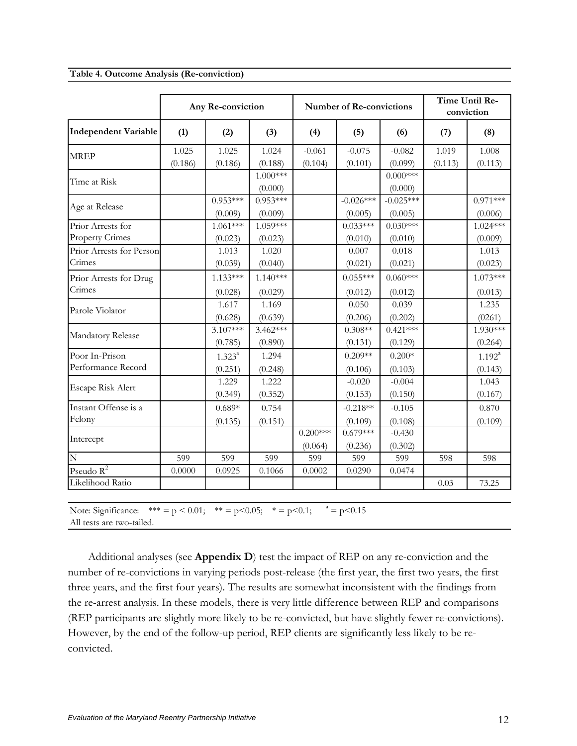**Table 4. Outcome Analysis (Re-conviction)**

| | Any Re-conviction | | | Number of Re-convictions | | | Time Until Re-conviction | |
|---|---|---|---|---|---|---|---|---|
| **Independent Variable** | **(1)** | **(2)** | **(3)** | **(4)** | **(5)** | **(6)** | **(7)** | **(8)** |
| MREP | 1.025 (0.186) | 1.025 (0.186) | 1.024 (0.188) | -0.061 (0.104) | -0.075 (0.101) | -0.082 (0.099) | 1.019 (0.113) | 1.008 (0.113) |
| Time at Risk | | | 1.000*** (0.000) | | | 0.000*** (0.000) | | |
| Age at Release | | 0.953*** (0.009) | 0.953*** (0.009) | | -0.026*** (0.005) | -0.025*** (0.005) | | 0.971*** (0.006) |
| Prior Arrests for Property Crimes | | 1.061*** (0.023) | 1.059*** (0.023) | | 0.033*** (0.010) | 0.030*** (0.010) | | 1.024*** (0.009) |
| Prior Arrests for Person Crimes | | 1.013 (0.039) | 1.020 (0.040) | | 0.007 (0.021) | 0.018 (0.021) | | 1.013 (0.023) |
| Prior Arrests for Drug Crimes | | 1.133*** (0.028) | 1.140*** (0.029) | | 0.055*** (0.012) | 0.060*** (0.012) | | 1.073*** (0.013) |
| Parole Violator | | 1.617 (0.628) | 1.169 (0.639) | | 0.050 (0.206) | 0.039 (0.202) | | 1.235 (0261) |
| Mandatory Release | | 3.107*** (0.785) | 3.462*** (0.890) | | 0.308** (0.131) | 0.421*** (0.129) | | 1.930*** (0.264) |
| Poor In-Prison Performance Record | | 1.323[a] (0.251) | 1.294 (0.248) | | 0.209** (0.106) | 0.200* (0.103) | | 1.192[a] (0.143) |
| Escape Risk Alert | | 1.229 (0.349) | 1.222 (0.352) | | -0.020 (0.153) | -0.004 (0.150) | | 1.043 (0.167) |
| Instant Offense is a Felony | | 0.689* (0.135) | 0.754 (0.151) | | -0.218** (0.109) | -0.105 (0.108) | | 0.870 (0.109) |
| Intercept | | | | 0.200*** (0.064) | 0.679*** (0.236) | -0.430 (0.302) | | |
| N | 599 | 599 | 599 | 599 | 599 | 599 | 598 | 598 |
| Pseudo $R^2$ | 0.0000 | 0.0925 | 0.1066 | 0.0002 | 0.0290 | 0.0474 | | |
| Likelihood Ratio | | | | | | | 0.03 | 73.25 |

Note: Significance: *** = p < 0.01; ** = p<0.05; * = p<0.1; [a] = p<0.15
All tests are two-tailed.

Additional analyses (see **Appendix D**) test the impact of REP on any re-conviction and the number of re-convictions in varying periods post-release (the first year, the first two years, the first three years, and the first four years). The results are somewhat inconsistent with the findings from the re-arrest analysis. In these models, there is very little difference between REP and comparisons (REP participants are slightly more likely to be re-convicted, but have slightly fewer re-convictions). However, by the end of the follow-up period, REP clients are significantly less likely to be re-convicted.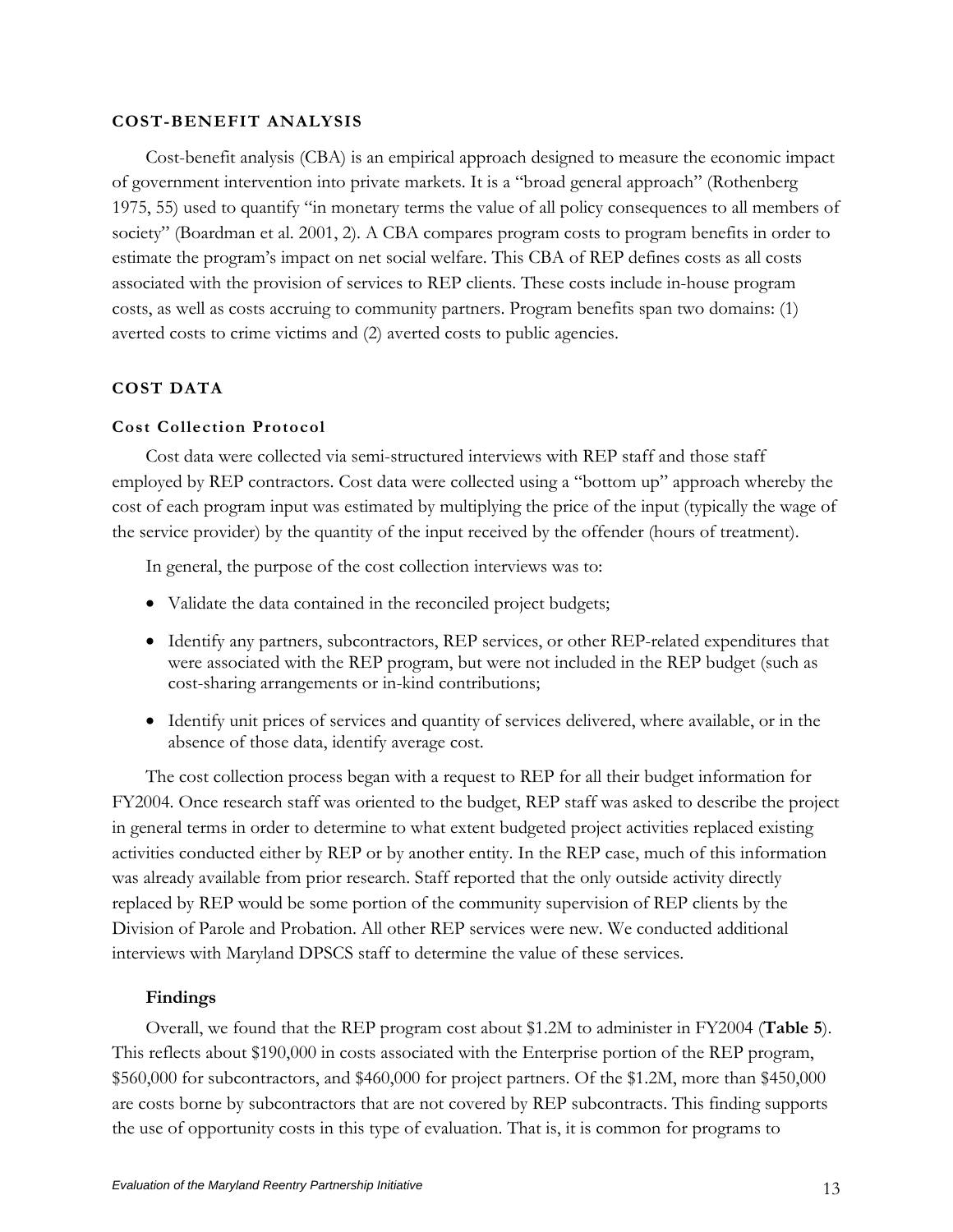## COST-BENEFIT ANALYSIS

Cost-benefit analysis (CBA) is an empirical approach designed to measure the economic impact of government intervention into private markets. It is a "broad general approach" (Rothenberg 1975, 55) used to quantify "in monetary terms the value of all policy consequences to all members of society" (Boardman et al. 2001, 2). A CBA compares program costs to program benefits in order to estimate the program's impact on net social welfare. This CBA of REP defines costs as all costs associated with the provision of services to REP clients. These costs include in-house program costs, as well as costs accruing to community partners. Program benefits span two domains: (1) averted costs to crime victims and (2) averted costs to public agencies.

## COST DATA

### Cost Collection Protocol

Cost data were collected via semi-structured interviews with REP staff and those staff employed by REP contractors. Cost data were collected using a "bottom up" approach whereby the cost of each program input was estimated by multiplying the price of the input (typically the wage of the service provider) by the quantity of the input received by the offender (hours of treatment).

In general, the purpose of the cost collection interviews was to:

- Validate the data contained in the reconciled project budgets;
- Identify any partners, subcontractors, REP services, or other REP-related expenditures that were associated with the REP program, but were not included in the REP budget (such as cost-sharing arrangements or in-kind contributions;
- Identify unit prices of services and quantity of services delivered, where available, or in the absence of those data, identify average cost.

The cost collection process began with a request to REP for all their budget information for FY2004. Once research staff was oriented to the budget, REP staff was asked to describe the project in general terms in order to determine to what extent budgeted project activities replaced existing activities conducted either by REP or by another entity. In the REP case, much of this information was already available from prior research. Staff reported that the only outside activity directly replaced by REP would be some portion of the community supervision of REP clients by the Division of Parole and Probation. All other REP services were new. We conducted additional interviews with Maryland DPSCS staff to determine the value of these services.

#### Findings

Overall, we found that the REP program cost about $1.2M to administer in FY2004 (**Table 5**). This reflects about $190,000 in costs associated with the Enterprise portion of the REP program, $560,000 for subcontractors, and $460,000 for project partners. Of the $1.2M, more than $450,000 are costs borne by subcontractors that are not covered by REP subcontracts. This finding supports the use of opportunity costs in this type of evaluation. That is, it is common for programs to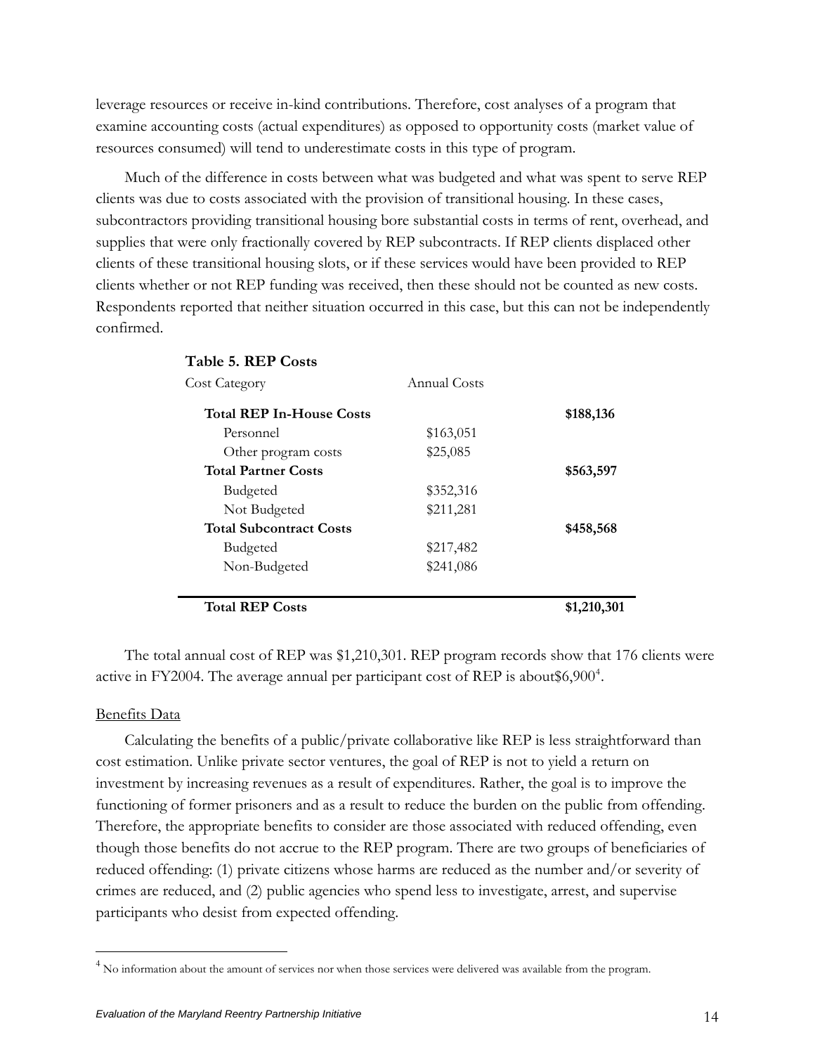leverage resources or receive in-kind contributions. Therefore, cost analyses of a program that examine accounting costs (actual expenditures) as opposed to opportunity costs (market value of resources consumed) will tend to underestimate costs in this type of program.

Much of the difference in costs between what was budgeted and what was spent to serve REP clients was due to costs associated with the provision of transitional housing. In these cases, subcontractors providing transitional housing bore substantial costs in terms of rent, overhead, and supplies that were only fractionally covered by REP subcontracts. If REP clients displaced other clients of these transitional housing slots, or if these services would have been provided to REP clients whether or not REP funding was received, then these should not be counted as new costs. Respondents reported that neither situation occurred in this case, but this can not be independently confirmed.

**Table 5. REP Costs**

| Cost Category | Annual Costs | |
|---|---|---|
| **Total REP In-House Costs** | | **$188,136** |
| Personnel | $163,051 | |
| Other program costs | $25,085 | |
| **Total Partner Costs** | | **$563,597** |
| Budgeted | $352,316 | |
| Not Budgeted | $211,281 | |
| **Total Subcontract Costs** | | **$458,568** |
| Budgeted | $217,482 | |
| Non-Budgeted | $241,086 | |
| **Total REP Costs** | | **$1,210,301** |

The total annual cost of REP was $1,210,301. REP program records show that 176 clients were active in FY2004. The average annual per participant cost of REP is about$6,900[4].

Benefits Data

Calculating the benefits of a public/private collaborative like REP is less straightforward than cost estimation. Unlike private sector ventures, the goal of REP is not to yield a return on investment by increasing revenues as a result of expenditures. Rather, the goal is to improve the functioning of former prisoners and as a result to reduce the burden on the public from offending. Therefore, the appropriate benefits to consider are those associated with reduced offending, even though those benefits do not accrue to the REP program. There are two groups of beneficiaries of reduced offending: (1) private citizens whose harms are reduced as the number and/or severity of crimes are reduced, and (2) public agencies who spend less to investigate, arrest, and supervise participants who desist from expected offending.

[4] No information about the amount of services nor when those services were delivered was available from the program.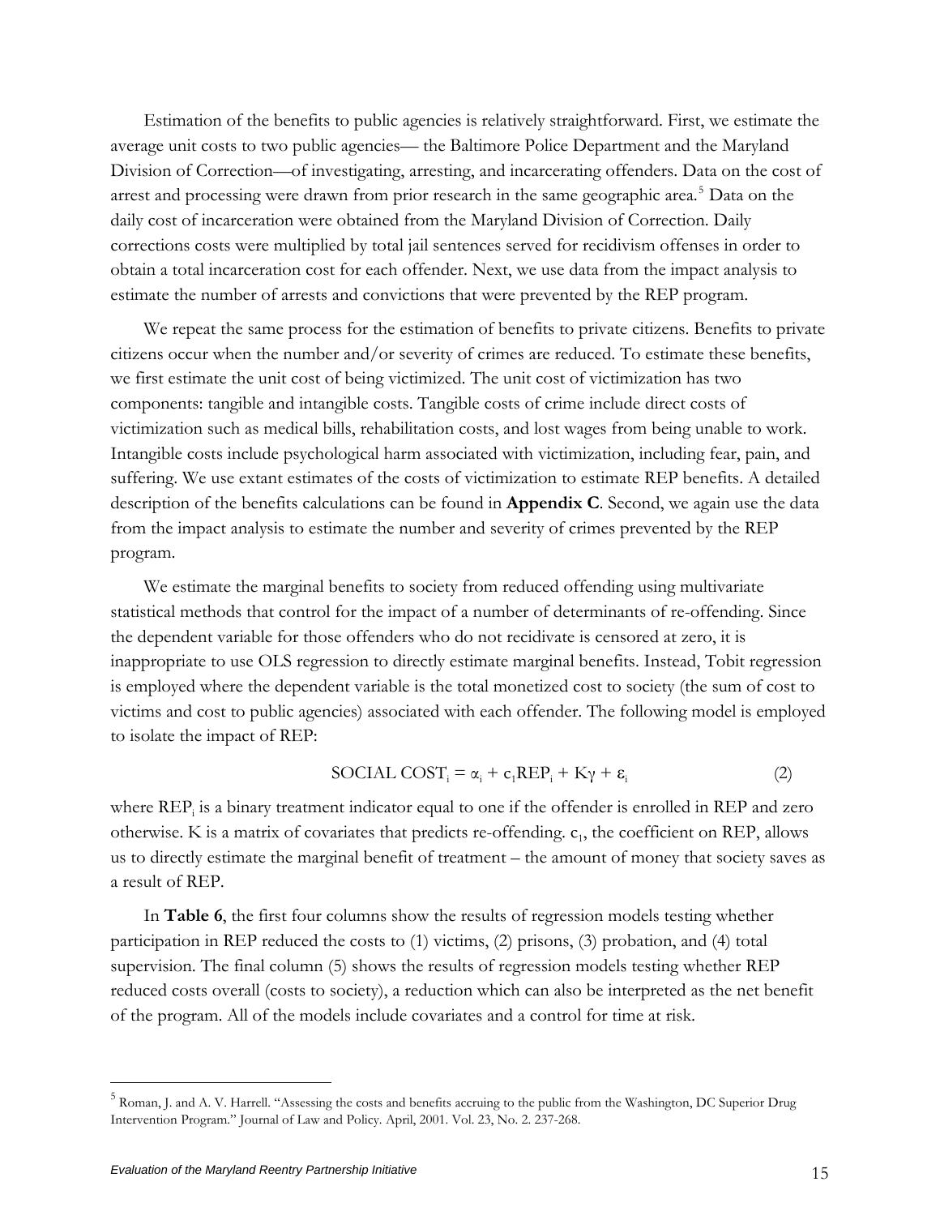Estimation of the benefits to public agencies is relatively straightforward. First, we estimate the average unit costs to two public agencies— the Baltimore Police Department and the Maryland Division of Correction—of investigating, arresting, and incarcerating offenders. Data on the cost of arrest and processing were drawn from prior research in the same geographic area.[5] Data on the daily cost of incarceration were obtained from the Maryland Division of Correction. Daily corrections costs were multiplied by total jail sentences served for recidivism offenses in order to obtain a total incarceration cost for each offender. Next, we use data from the impact analysis to estimate the number of arrests and convictions that were prevented by the REP program.

We repeat the same process for the estimation of benefits to private citizens. Benefits to private citizens occur when the number and/or severity of crimes are reduced. To estimate these benefits, we first estimate the unit cost of being victimized. The unit cost of victimization has two components: tangible and intangible costs. Tangible costs of crime include direct costs of victimization such as medical bills, rehabilitation costs, and lost wages from being unable to work. Intangible costs include psychological harm associated with victimization, including fear, pain, and suffering. We use extant estimates of the costs of victimization to estimate REP benefits. A detailed description of the benefits calculations can be found in **Appendix C**. Second, we again use the data from the impact analysis to estimate the number and severity of crimes prevented by the REP program.

We estimate the marginal benefits to society from reduced offending using multivariate statistical methods that control for the impact of a number of determinants of re-offending. Since the dependent variable for those offenders who do not recidivate is censored at zero, it is inappropriate to use OLS regression to directly estimate marginal benefits. Instead, Tobit regression is employed where the dependent variable is the total monetized cost to society (the sum of cost to victims and cost to public agencies) associated with each offender. The following model is employed to isolate the impact of REP:

$$\text{SOCIAL COST}_i = \alpha_i + c_1\text{REP}_i + K\gamma + \varepsilon_i \qquad (2)$$

where $\text{REP}_i$ is a binary treatment indicator equal to one if the offender is enrolled in REP and zero otherwise. K is a matrix of covariates that predicts re-offending. $c_1$, the coefficient on REP, allows us to directly estimate the marginal benefit of treatment – the amount of money that society saves as a result of REP.

In **Table 6**, the first four columns show the results of regression models testing whether participation in REP reduced the costs to (1) victims, (2) prisons, (3) probation, and (4) total supervision. The final column (5) shows the results of regression models testing whether REP reduced costs overall (costs to society), a reduction which can also be interpreted as the net benefit of the program. All of the models include covariates and a control for time at risk.

[5] Roman, J. and A. V. Harrell. "Assessing the costs and benefits accruing to the public from the Washington, DC Superior Drug Intervention Program." Journal of Law and Policy. April, 2001. Vol. 23, No. 2. 237-268.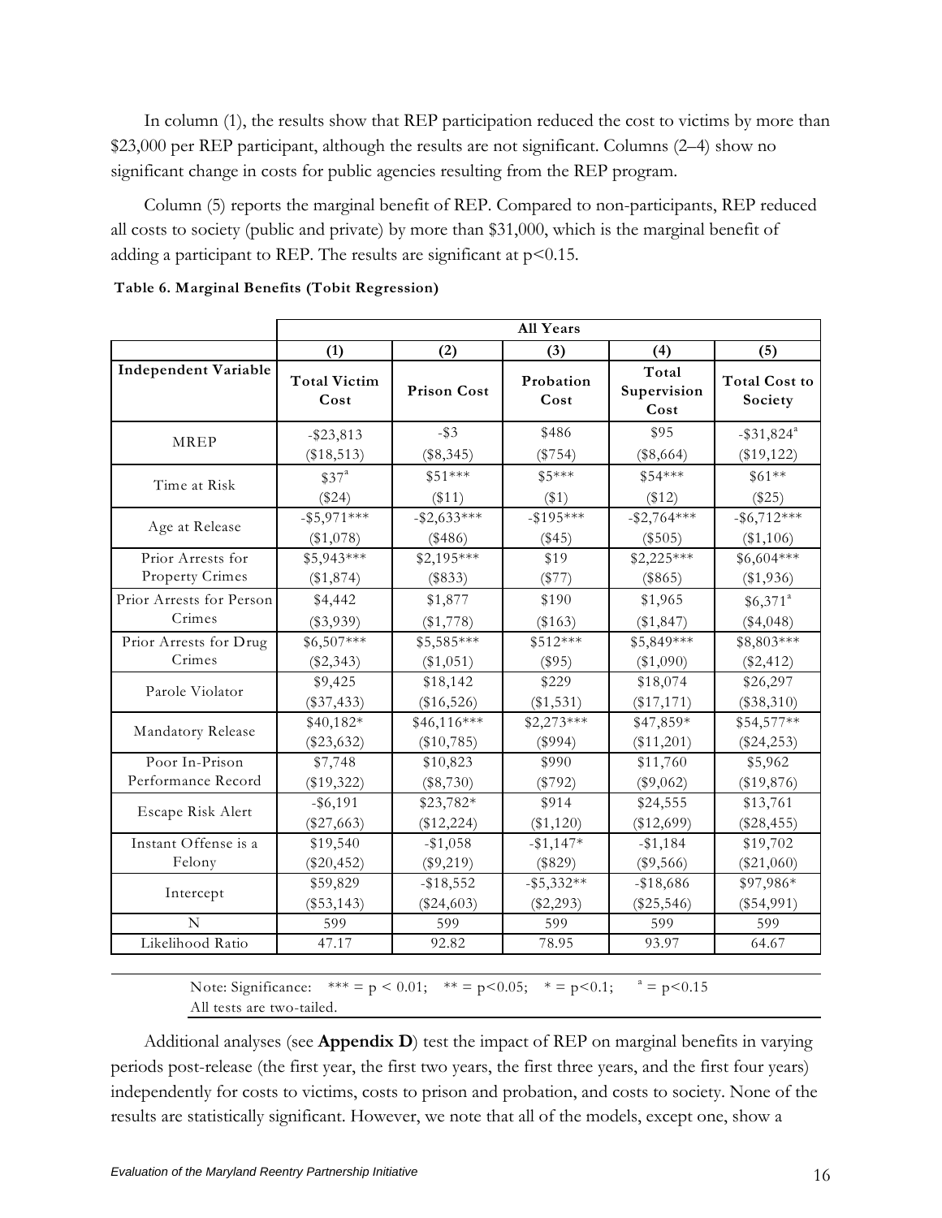In column (1), the results show that REP participation reduced the cost to victims by more than \$23,000 per REP participant, although the results are not significant. Columns (2–4) show no significant change in costs for public agencies resulting from the REP program.

Column (5) reports the marginal benefit of REP. Compared to non-participants, REP reduced all costs to society (public and private) by more than \$31,000, which is the marginal benefit of adding a participant to REP. The results are significant at $p<0.15$.

**Table 6. Marginal Benefits (Tobit Regression)**

| | All Years | | | | |
|---|---|---|---|---|---|
| | (1) | (2) | (3) | (4) | (5) |
| **Independent Variable** | **Total Victim Cost** | **Prison Cost** | **Probation Cost** | **Total Supervision Cost** | **Total Cost to Society** |
| MREP | -\$23,813<br>(\$18,513) | -\$3<br>(\$8,345) | \$486<br>(\$754) | \$95<br>(\$8,664) | -\$31,824[a]<br>(\$19,122) |
| Time at Risk | \$37[a]<br>(\$24) | \$51***<br>(\$11) | \$5***<br>(\$1) | \$54***<br>(\$12) | \$61**<br>(\$25) |
| Age at Release | -\$5,971***<br>(\$1,078) | -\$2,633***<br>(\$486) | -\$195***<br>(\$45) | -\$2,764***<br>(\$505) | -\$6,712***<br>(\$1,106) |
| Prior Arrests for Property Crimes | \$5,943***<br>(\$1,874) | \$2,195***<br>(\$833) | \$19<br>(\$77) | \$2,225***<br>(\$865) | \$6,604***<br>(\$1,936) |
| Prior Arrests for Person Crimes | \$4,442<br>(\$3,939) | \$1,877<br>(\$1,778) | \$190<br>(\$163) | \$1,965<br>(\$1,847) | \$6,371[a]<br>(\$4,048) |
| Prior Arrests for Drug Crimes | \$6,507***<br>(\$2,343) | \$5,585***<br>(\$1,051) | \$512***<br>(\$95) | \$5,849***<br>(\$1,090) | \$8,803***<br>(\$2,412) |
| Parole Violator | \$9,425<br>(\$37,433) | \$18,142<br>(\$16,526) | \$229<br>(\$1,531) | \$18,074<br>(\$17,171) | \$26,297<br>(\$38,310) |
| Mandatory Release | \$40,182*<br>(\$23,632) | \$46,116***<br>(\$10,785) | \$2,273***<br>(\$994) | \$47,859*<br>(\$11,201) | \$54,577**<br>(\$24,253) |
| Poor In-Prison Performance Record | \$7,748<br>(\$19,322) | \$10,823<br>(\$8,730) | \$990<br>(\$792) | \$11,760<br>(\$9,062) | \$5,962<br>(\$19,876) |
| Escape Risk Alert | -\$6,191<br>(\$27,663) | \$23,782*<br>(\$12,224) | \$914<br>(\$1,120) | \$24,555<br>(\$12,699) | \$13,761<br>(\$28,455) |
| Instant Offense is a Felony | \$19,540<br>(\$20,452) | -\$1,058<br>(\$9,219) | -\$1,147*<br>(\$829) | -\$1,184<br>(\$9,566) | \$19,702<br>(\$21,060) |
| Intercept | \$59,829<br>(\$53,143) | -\$18,552<br>(\$24,603) | -\$5,332**<br>(\$2,293) | -\$18,686<br>(\$25,546) | \$97,986*<br>(\$54,991) |
| N | 599 | 599 | 599 | 599 | 599 |
| Likelihood Ratio | 47.17 | 92.82 | 78.95 | 93.97 | 64.67 |

Note: Significance: *** = $p < 0.01$; ** = $p<0.05$; * = $p<0.1$; [a] = $p<0.15$
All tests are two-tailed.

Additional analyses (see **Appendix D**) test the impact of REP on marginal benefits in varying periods post-release (the first year, the first two years, the first three years, and the first four years) independently for costs to victims, costs to prison and probation, and costs to society. None of the results are statistically significant. However, we note that all of the models, except one, show a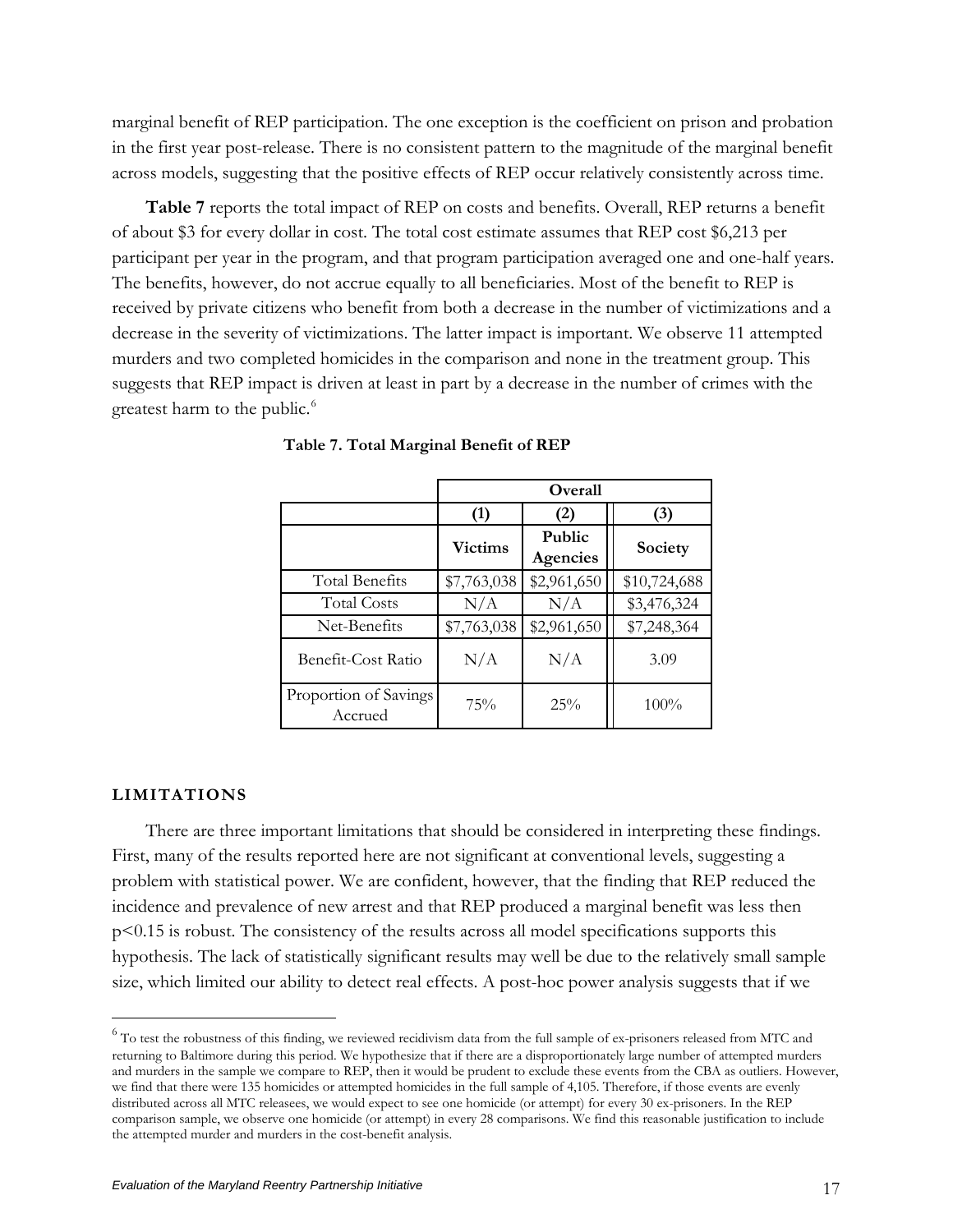marginal benefit of REP participation. The one exception is the coefficient on prison and probation in the first year post-release. There is no consistent pattern to the magnitude of the marginal benefit across models, suggesting that the positive effects of REP occur relatively consistently across time.

**Table 7** reports the total impact of REP on costs and benefits. Overall, REP returns a benefit of about $3 for every dollar in cost. The total cost estimate assumes that REP cost $6,213 per participant per year in the program, and that program participation averaged one and one-half years. The benefits, however, do not accrue equally to all beneficiaries. Most of the benefit to REP is received by private citizens who benefit from both a decrease in the number of victimizations and a decrease in the severity of victimizations. The latter impact is important. We observe 11 attempted murders and two completed homicides in the comparison and none in the treatment group. This suggests that REP impact is driven at least in part by a decrease in the number of crimes with the greatest harm to the public.[6]

**Table 7. Total Marginal Benefit of REP**

| | Overall | | |
|---|---|---|---|
| | (1) | (2) | (3) |
| | **Victims** | **Public Agencies** | **Society** |
| Total Benefits | $7,763,038 | $2,961,650 | $10,724,688 |
| Total Costs | N/A | N/A | $3,476,324 |
| Net-Benefits | $7,763,038 | $2,961,650 | $7,248,364 |
| Benefit-Cost Ratio | N/A | N/A | 3.09 |
| Proportion of Savings Accrued | 75% | 25% | 100% |

## LIMITATIONS

There are three important limitations that should be considered in interpreting these findings. First, many of the results reported here are not significant at conventional levels, suggesting a problem with statistical power. We are confident, however, that the finding that REP reduced the incidence and prevalence of new arrest and that REP produced a marginal benefit was less then $p<0.15$ is robust. The consistency of the results across all model specifications supports this hypothesis. The lack of statistically significant results may well be due to the relatively small sample size, which limited our ability to detect real effects. A post-hoc power analysis suggests that if we

[6] To test the robustness of this finding, we reviewed recidivism data from the full sample of ex-prisoners released from MTC and returning to Baltimore during this period. We hypothesize that if there are a disproportionately large number of attempted murders and murders in the sample we compare to REP, then it would be prudent to exclude these events from the CBA as outliers. However, we find that there were 135 homicides or attempted homicides in the full sample of 4,105. Therefore, if those events are evenly distributed across all MTC releasees, we would expect to see one homicide (or attempt) for every 30 ex-prisoners. In the REP comparison sample, we observe one homicide (or attempt) in every 28 comparisons. We find this reasonable justification to include the attempted murder and murders in the cost-benefit analysis.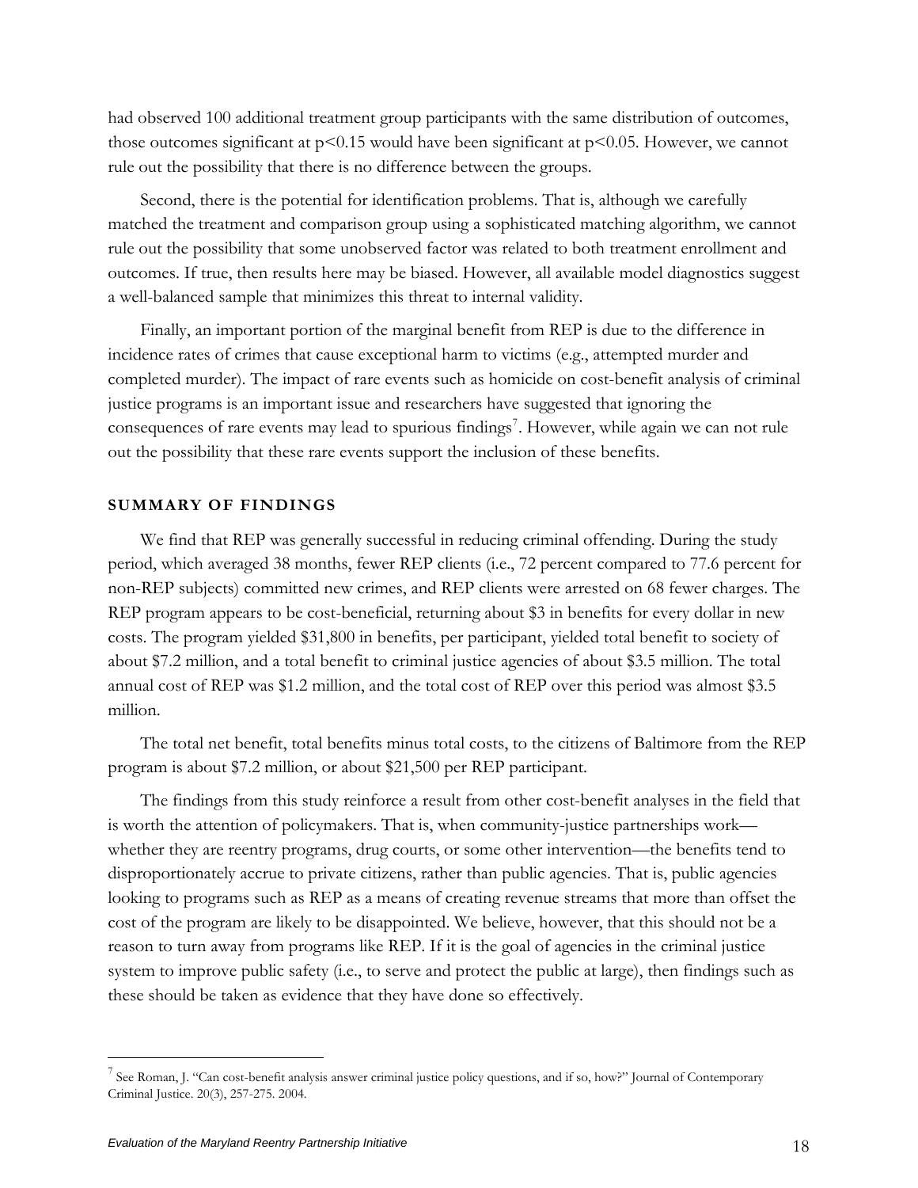had observed 100 additional treatment group participants with the same distribution of outcomes, those outcomes significant at $p<0.15$ would have been significant at $p<0.05$. However, we cannot rule out the possibility that there is no difference between the groups.

Second, there is the potential for identification problems. That is, although we carefully matched the treatment and comparison group using a sophisticated matching algorithm, we cannot rule out the possibility that some unobserved factor was related to both treatment enrollment and outcomes. If true, then results here may be biased. However, all available model diagnostics suggest a well-balanced sample that minimizes this threat to internal validity.

Finally, an important portion of the marginal benefit from REP is due to the difference in incidence rates of crimes that cause exceptional harm to victims (e.g., attempted murder and completed murder). The impact of rare events such as homicide on cost-benefit analysis of criminal justice programs is an important issue and researchers have suggested that ignoring the consequences of rare events may lead to spurious findings[7]. However, while again we can not rule out the possibility that these rare events support the inclusion of these benefits.

## SUMMARY OF FINDINGS

We find that REP was generally successful in reducing criminal offending. During the study period, which averaged 38 months, fewer REP clients (i.e., 72 percent compared to 77.6 percent for non-REP subjects) committed new crimes, and REP clients were arrested on 68 fewer charges. The REP program appears to be cost-beneficial, returning about $3 in benefits for every dollar in new costs. The program yielded $31,800 in benefits, per participant, yielded total benefit to society of about $7.2 million, and a total benefit to criminal justice agencies of about $3.5 million. The total annual cost of REP was $1.2 million, and the total cost of REP over this period was almost $3.5 million.

The total net benefit, total benefits minus total costs, to the citizens of Baltimore from the REP program is about $7.2 million, or about $21,500 per REP participant.

The findings from this study reinforce a result from other cost-benefit analyses in the field that is worth the attention of policymakers. That is, when community-justice partnerships work—whether they are reentry programs, drug courts, or some other intervention—the benefits tend to disproportionately accrue to private citizens, rather than public agencies. That is, public agencies looking to programs such as REP as a means of creating revenue streams that more than offset the cost of the program are likely to be disappointed. We believe, however, that this should not be a reason to turn away from programs like REP. If it is the goal of agencies in the criminal justice system to improve public safety (i.e., to serve and protect the public at large), then findings such as these should be taken as evidence that they have done so effectively.

---

[7] See Roman, J. "Can cost-benefit analysis answer criminal justice policy questions, and if so, how?" Journal of Contemporary Criminal Justice. 20(3), 257-275. 2004.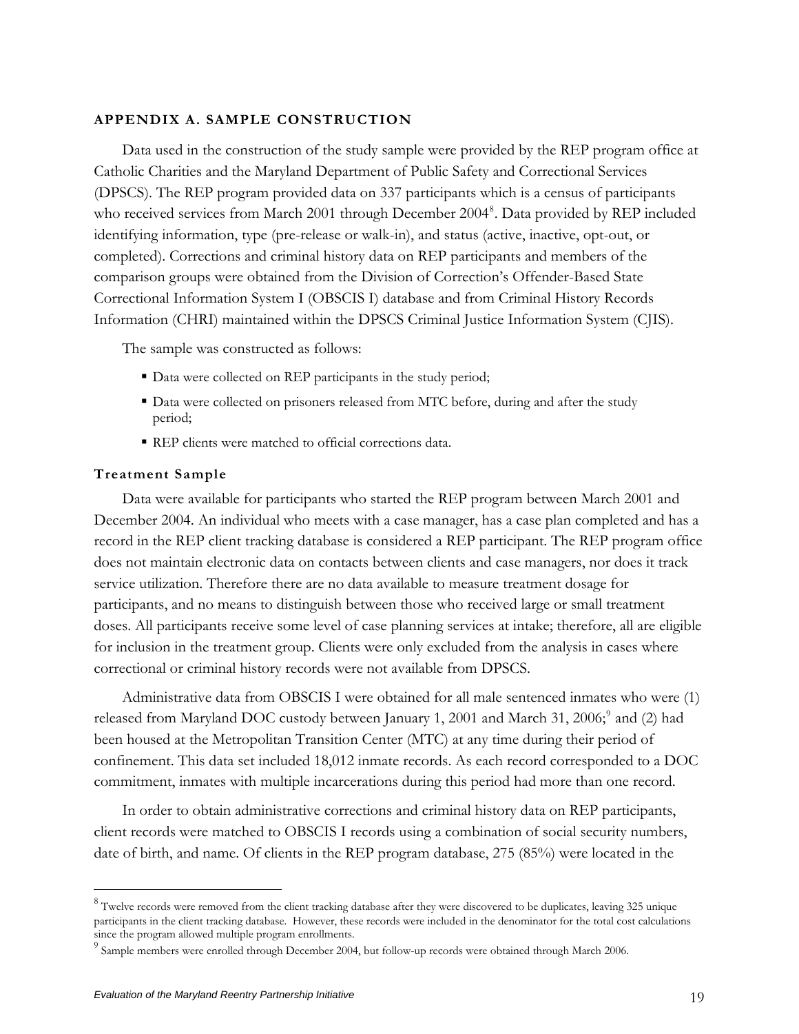## APPENDIX A. SAMPLE CONSTRUCTION

Data used in the construction of the study sample were provided by the REP program office at Catholic Charities and the Maryland Department of Public Safety and Correctional Services (DPSCS). The REP program provided data on 337 participants which is a census of participants who received services from March 2001 through December 2004[8]. Data provided by REP included identifying information, type (pre-release or walk-in), and status (active, inactive, opt-out, or completed). Corrections and criminal history data on REP participants and members of the comparison groups were obtained from the Division of Correction's Offender-Based State Correctional Information System I (OBSCIS I) database and from Criminal History Records Information (CHRI) maintained within the DPSCS Criminal Justice Information System (CJIS).

The sample was constructed as follows:

- Data were collected on REP participants in the study period;
- Data were collected on prisoners released from MTC before, during and after the study period;
- REP clients were matched to official corrections data.

### Treatment Sample

Data were available for participants who started the REP program between March 2001 and December 2004. An individual who meets with a case manager, has a case plan completed and has a record in the REP client tracking database is considered a REP participant. The REP program office does not maintain electronic data on contacts between clients and case managers, nor does it track service utilization. Therefore there are no data available to measure treatment dosage for participants, and no means to distinguish between those who received large or small treatment doses. All participants receive some level of case planning services at intake; therefore, all are eligible for inclusion in the treatment group. Clients were only excluded from the analysis in cases where correctional or criminal history records were not available from DPSCS.

Administrative data from OBSCIS I were obtained for all male sentenced inmates who were (1) released from Maryland DOC custody between January 1, 2001 and March 31, 2006;[9] and (2) had been housed at the Metropolitan Transition Center (MTC) at any time during their period of confinement. This data set included 18,012 inmate records. As each record corresponded to a DOC commitment, inmates with multiple incarcerations during this period had more than one record.

In order to obtain administrative corrections and criminal history data on REP participants, client records were matched to OBSCIS I records using a combination of social security numbers, date of birth, and name. Of clients in the REP program database, 275 (85%) were located in the

---

[8] Twelve records were removed from the client tracking database after they were discovered to be duplicates, leaving 325 unique participants in the client tracking database. However, these records were included in the denominator for the total cost calculations since the program allowed multiple program enrollments.

[9] Sample members were enrolled through December 2004, but follow-up records were obtained through March 2006.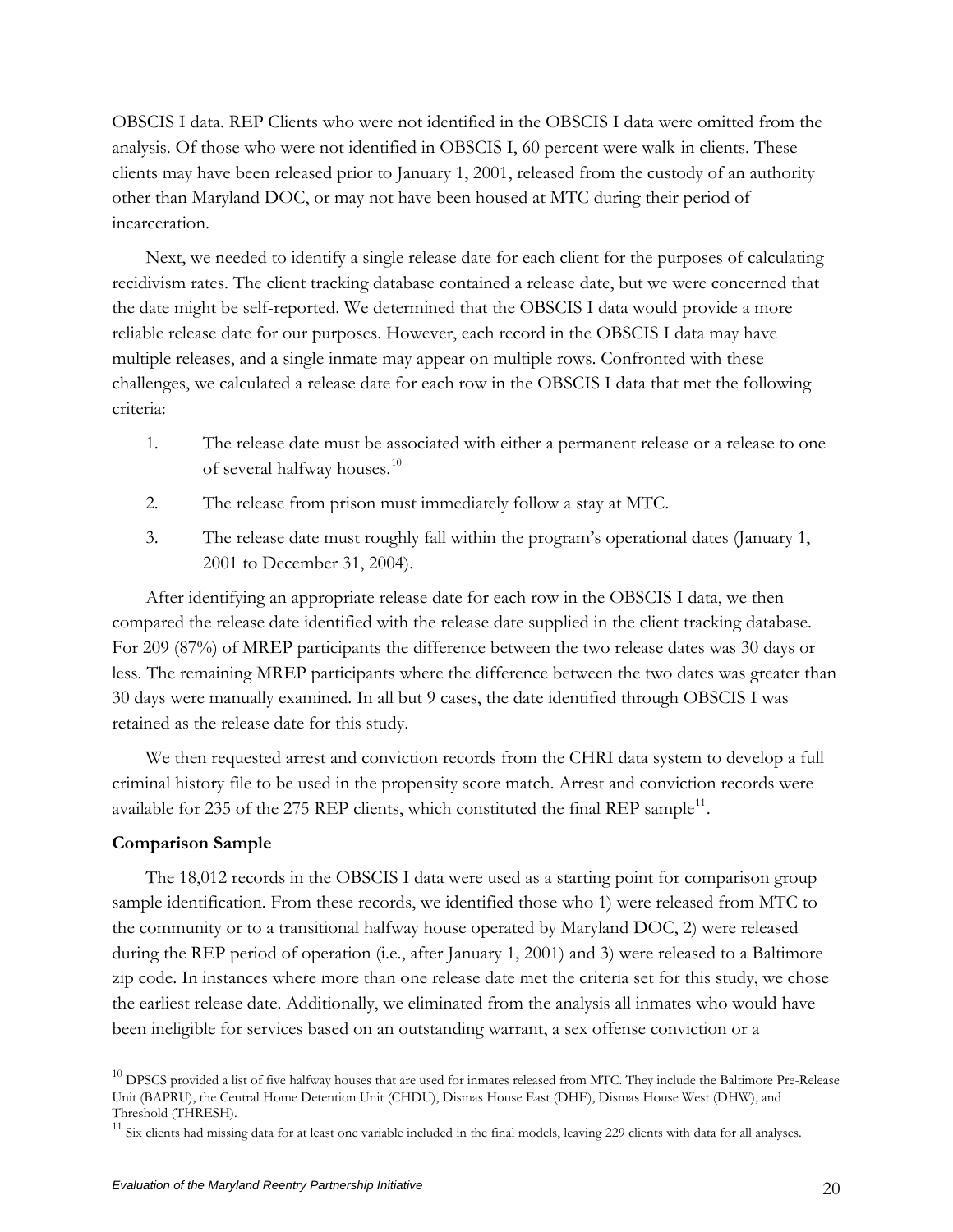OBSCIS I data. REP Clients who were not identified in the OBSCIS I data were omitted from the analysis. Of those who were not identified in OBSCIS I, 60 percent were walk-in clients. These clients may have been released prior to January 1, 2001, released from the custody of an authority other than Maryland DOC, or may not have been housed at MTC during their period of incarceration.

Next, we needed to identify a single release date for each client for the purposes of calculating recidivism rates. The client tracking database contained a release date, but we were concerned that the date might be self-reported. We determined that the OBSCIS I data would provide a more reliable release date for our purposes. However, each record in the OBSCIS I data may have multiple releases, and a single inmate may appear on multiple rows. Confronted with these challenges, we calculated a release date for each row in the OBSCIS I data that met the following criteria:

1. The release date must be associated with either a permanent release or a release to one of several halfway houses.[10]
2. The release from prison must immediately follow a stay at MTC.
3. The release date must roughly fall within the program's operational dates (January 1, 2001 to December 31, 2004).

After identifying an appropriate release date for each row in the OBSCIS I data, we then compared the release date identified with the release date supplied in the client tracking database. For 209 (87%) of MREP participants the difference between the two release dates was 30 days or less. The remaining MREP participants where the difference between the two dates was greater than 30 days were manually examined. In all but 9 cases, the date identified through OBSCIS I was retained as the release date for this study.

We then requested arrest and conviction records from the CHRI data system to develop a full criminal history file to be used in the propensity score match. Arrest and conviction records were available for 235 of the 275 REP clients, which constituted the final REP sample[11].

**Comparison Sample**

The 18,012 records in the OBSCIS I data were used as a starting point for comparison group sample identification. From these records, we identified those who 1) were released from MTC to the community or to a transitional halfway house operated by Maryland DOC, 2) were released during the REP period of operation (i.e., after January 1, 2001) and 3) were released to a Baltimore zip code. In instances where more than one release date met the criteria set for this study, we chose the earliest release date. Additionally, we eliminated from the analysis all inmates who would have been ineligible for services based on an outstanding warrant, a sex offense conviction or a

---

[10] DPSCS provided a list of five halfway houses that are used for inmates released from MTC. They include the Baltimore Pre-Release Unit (BAPRU), the Central Home Detention Unit (CHDU), Dismas House East (DHE), Dismas House West (DHW), and Threshold (THRESH).

[11] Six clients had missing data for at least one variable included in the final models, leaving 229 clients with data for all analyses.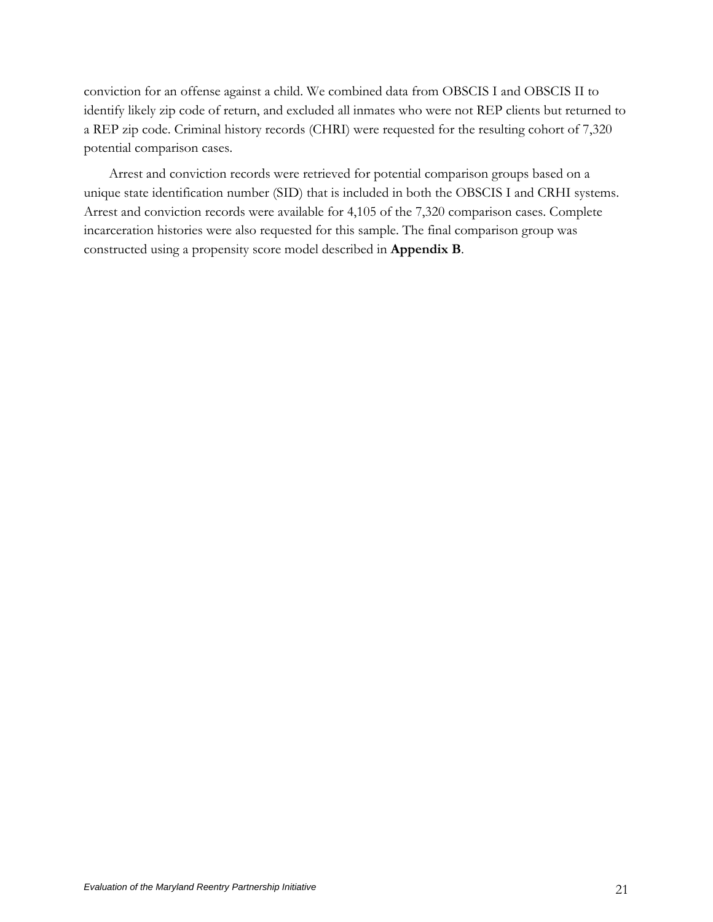conviction for an offense against a child. We combined data from OBSCIS I and OBSCIS II to identify likely zip code of return, and excluded all inmates who were not REP clients but returned to a REP zip code. Criminal history records (CHRI) were requested for the resulting cohort of 7,320 potential comparison cases.

Arrest and conviction records were retrieved for potential comparison groups based on a unique state identification number (SID) that is included in both the OBSCIS I and CRHI systems. Arrest and conviction records were available for 4,105 of the 7,320 comparison cases. Complete incarceration histories were also requested for this sample. The final comparison group was constructed using a propensity score model described in **Appendix B**.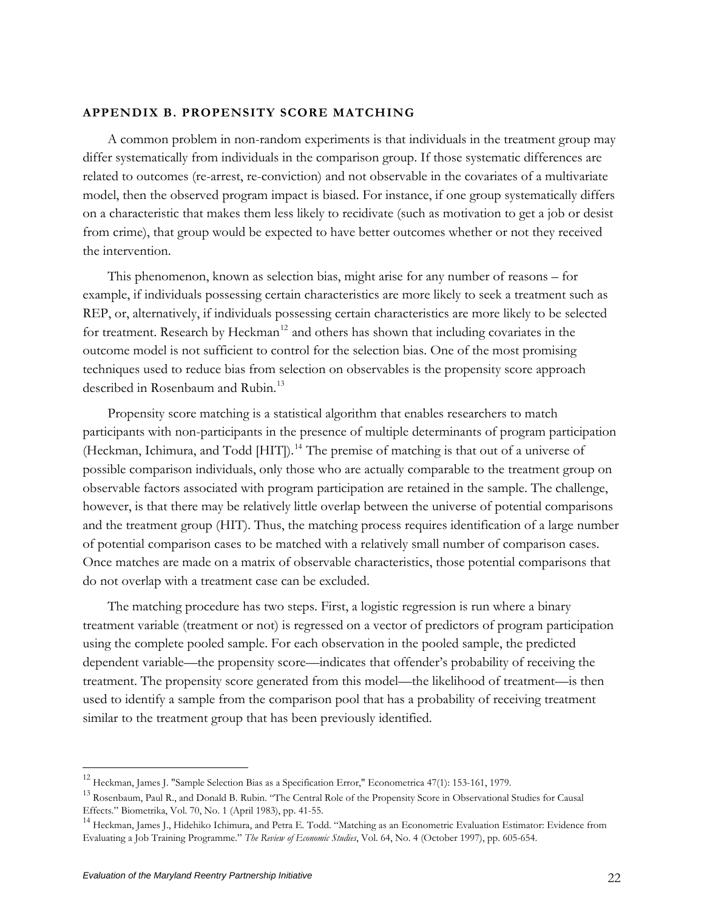### APPENDIX B. PROPENSITY SCORE MATCHING

A common problem in non-random experiments is that individuals in the treatment group may differ systematically from individuals in the comparison group. If those systematic differences are related to outcomes (re-arrest, re-conviction) and not observable in the covariates of a multivariate model, then the observed program impact is biased. For instance, if one group systematically differs on a characteristic that makes them less likely to recidivate (such as motivation to get a job or desist from crime), that group would be expected to have better outcomes whether or not they received the intervention.

This phenomenon, known as selection bias, might arise for any number of reasons – for example, if individuals possessing certain characteristics are more likely to seek a treatment such as REP, or, alternatively, if individuals possessing certain characteristics are more likely to be selected for treatment. Research by Heckman[12] and others has shown that including covariates in the outcome model is not sufficient to control for the selection bias. One of the most promising techniques used to reduce bias from selection on observables is the propensity score approach described in Rosenbaum and Rubin.[13]

Propensity score matching is a statistical algorithm that enables researchers to match participants with non-participants in the presence of multiple determinants of program participation (Heckman, Ichimura, and Todd [HIT]).[14] The premise of matching is that out of a universe of possible comparison individuals, only those who are actually comparable to the treatment group on observable factors associated with program participation are retained in the sample. The challenge, however, is that there may be relatively little overlap between the universe of potential comparisons and the treatment group (HIT). Thus, the matching process requires identification of a large number of potential comparison cases to be matched with a relatively small number of comparison cases. Once matches are made on a matrix of observable characteristics, those potential comparisons that do not overlap with a treatment case can be excluded.

The matching procedure has two steps. First, a logistic regression is run where a binary treatment variable (treatment or not) is regressed on a vector of predictors of program participation using the complete pooled sample. For each observation in the pooled sample, the predicted dependent variable—the propensity score—indicates that offender's probability of receiving the treatment. The propensity score generated from this model—the likelihood of treatment—is then used to identify a sample from the comparison pool that has a probability of receiving treatment similar to the treatment group that has been previously identified.

---

[12] Heckman, James J. "Sample Selection Bias as a Specification Error," Econometrica 47(1): 153-161, 1979.

[13] Rosenbaum, Paul R., and Donald B. Rubin. "The Central Role of the Propensity Score in Observational Studies for Causal Effects." Biometrika, Vol. 70, No. 1 (April 1983), pp. 41-55.

[14] Heckman, James J., Hidehiko Ichimura, and Petra E. Todd. "Matching as an Econometric Evaluation Estimator: Evidence from Evaluating a Job Training Programme." *The Review of Economic Studies*, Vol. 64, No. 4 (October 1997), pp. 605-654.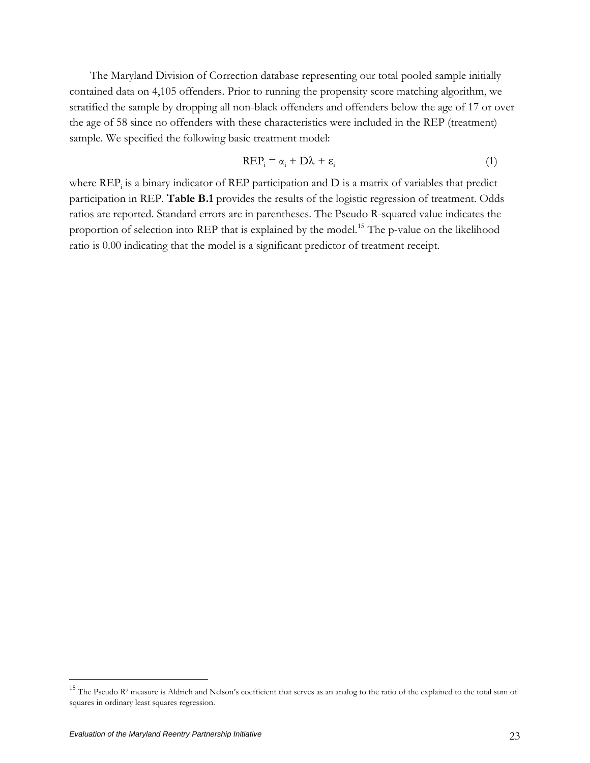The Maryland Division of Correction database representing our total pooled sample initially contained data on 4,105 offenders. Prior to running the propensity score matching algorithm, we stratified the sample by dropping all non-black offenders and offenders below the age of 17 or over the age of 58 since no offenders with these characteristics were included in the REP (treatment) sample. We specified the following basic treatment model:

$$REP_i = \alpha_i + D\lambda + \varepsilon_i \tag{1}$$

where $REP_i$ is a binary indicator of REP participation and D is a matrix of variables that predict participation in REP. **Table B.1** provides the results of the logistic regression of treatment. Odds ratios are reported. Standard errors are in parentheses. The Pseudo R-squared value indicates the proportion of selection into REP that is explained by the model.[15] The p-value on the likelihood ratio is 0.00 indicating that the model is a significant predictor of treatment receipt.

---

[15] The Pseudo $R^2$ measure is Aldrich and Nelson's coefficient that serves as an analog to the ratio of the explained to the total sum of squares in ordinary least squares regression.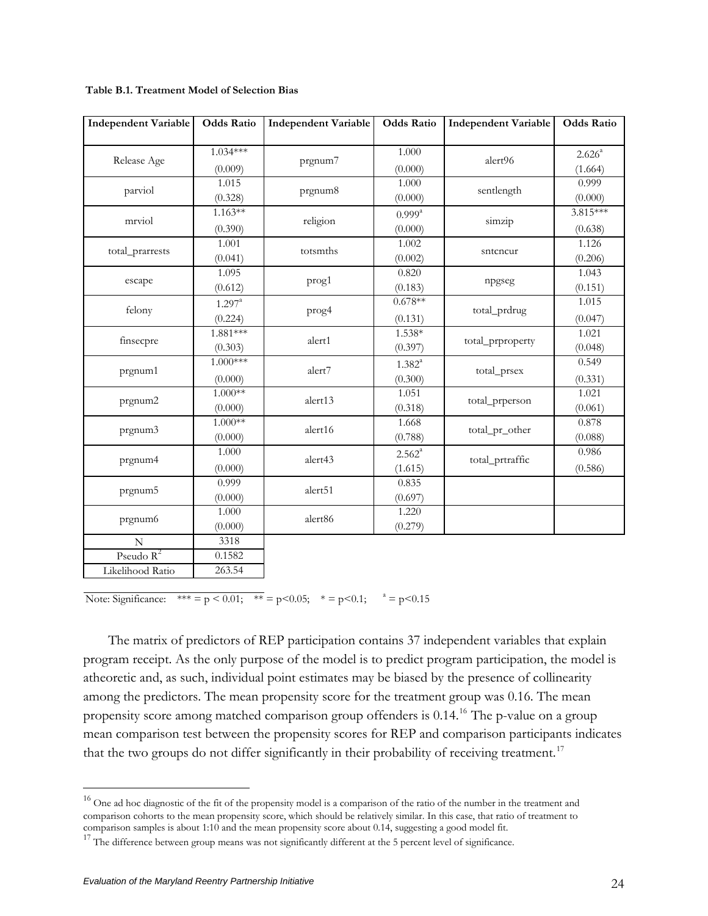**Table B.1. Treatment Model of Selection Bias**

| Independent Variable | Odds Ratio | Independent Variable | Odds Ratio | Independent Variable | Odds Ratio |
|---|---|---|---|---|---|
| Release Age | 1.034*** (0.009) | prgnum7 | 1.000 (0.000) | alert96 | 2.626[a] (1.664) |
| parviol | 1.015 (0.328) | prgnum8 | 1.000 (0.000) | sentlength | 0.999 (0.000) |
| mrviol | 1.163** (0.390) | religion | 0.999[a] (0.000) | simzip | 3.815*** (0.638) |
| total_prarrests | 1.001 (0.041) | totsmths | 1.002 (0.002) | sntcncur | 1.126 (0.206) |
| escape | 1.095 (0.612) | prog1 | 0.820 (0.183) | npgseg | 1.043 (0.151) |
| felony | 1.297[a] (0.224) | prog4 | 0.678** (0.131) | total_prdrug | 1.015 (0.047) |
| finsecpre | 1.881*** (0.303) | alert1 | 1.538* (0.397) | total_prproperty | 1.021 (0.048) |
| prgnum1 | 1.000*** (0.000) | alert7 | 1.382[a] (0.300) | total_prsex | 0.549 (0.331) |
| prgnum2 | 1.000** (0.000) | alert13 | 1.051 (0.318) | total_prperson | 1.021 (0.061) |
| prgnum3 | 1.000** (0.000) | alert16 | 1.668 (0.788) | total_pr_other | 0.878 (0.088) |
| prgnum4 | 1.000 (0.000) | alert43 | 2.562[a] (1.615) | total_prtraffic | 0.986 (0.586) |
| prgnum5 | 0.999 (0.000) | alert51 | 0.835 (0.697) | | |
| prgnum6 | 1.000 (0.000) | alert86 | 1.220 (0.279) | | |
| N | 3318 | | | | |
| Pseudo $R^2$ | 0.1582 | | | | |
| Likelihood Ratio | 263.54 | | | | |

Note: Significance: *** = $p < 0.01$; ** = $p<0.05$; * = $p<0.1$; [a] = $p<0.15$

The matrix of predictors of REP participation contains 37 independent variables that explain program receipt. As the only purpose of the model is to predict program participation, the model is atheoretic and, as such, individual point estimates may be biased by the presence of collinearity among the predictors. The mean propensity score for the treatment group was 0.16. The mean propensity score among matched comparison group offenders is 0.14.[16] The p-value on a group mean comparison test between the propensity scores for REP and comparison participants indicates that the two groups do not differ significantly in their probability of receiving treatment.[17]

[16] One ad hoc diagnostic of the fit of the propensity model is a comparison of the ratio of the number in the treatment and comparison cohorts to the mean propensity score, which should be relatively similar. In this case, that ratio of treatment to comparison samples is about 1:10 and the mean propensity score about 0.14, suggesting a good model fit.

[17] The difference between group means was not significantly different at the 5 percent level of significance.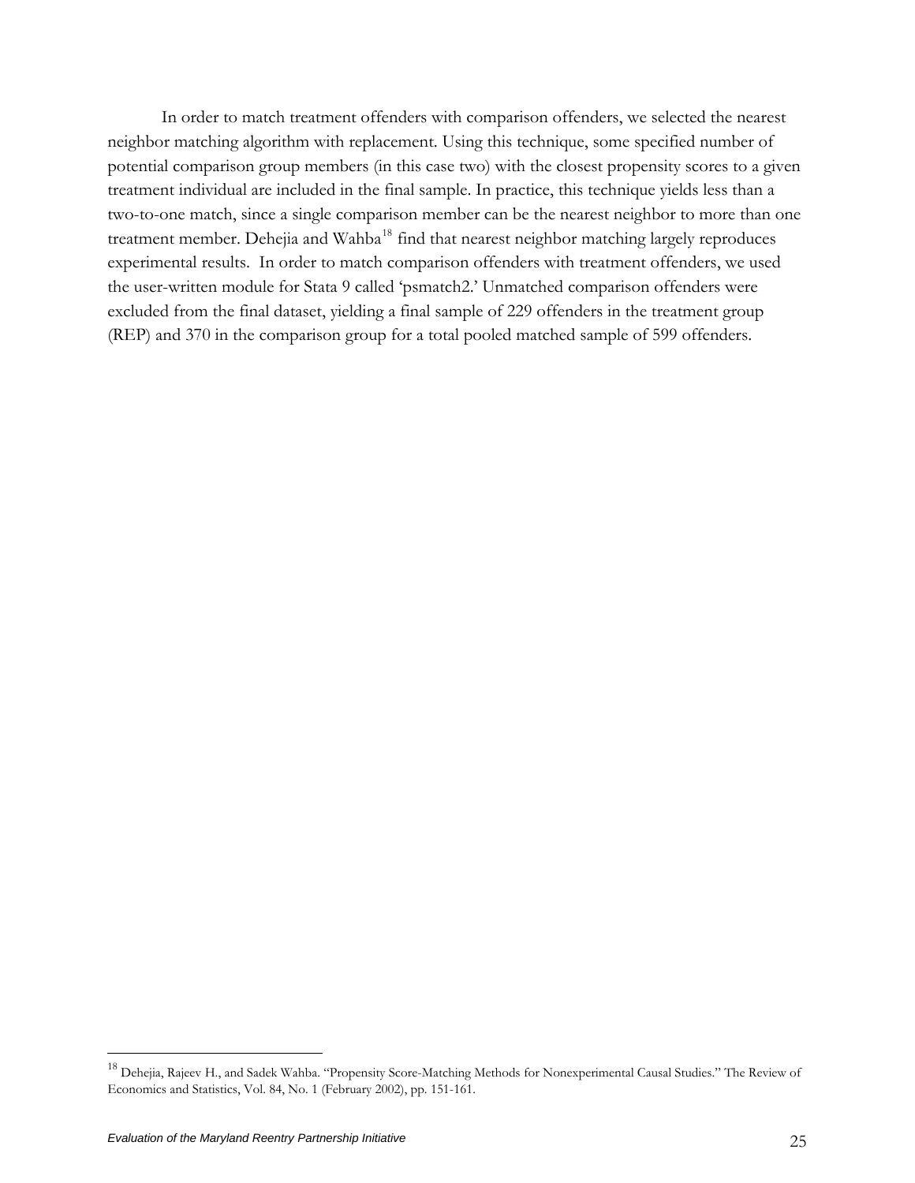In order to match treatment offenders with comparison offenders, we selected the nearest neighbor matching algorithm with replacement. Using this technique, some specified number of potential comparison group members (in this case two) with the closest propensity scores to a given treatment individual are included in the final sample. In practice, this technique yields less than a two-to-one match, since a single comparison member can be the nearest neighbor to more than one treatment member. Dehejia and Wahba[18] find that nearest neighbor matching largely reproduces experimental results. In order to match comparison offenders with treatment offenders, we used the user-written module for Stata 9 called 'psmatch2.' Unmatched comparison offenders were excluded from the final dataset, yielding a final sample of 229 offenders in the treatment group (REP) and 370 in the comparison group for a total pooled matched sample of 599 offenders.

---

[18] Dehejia, Rajeev H., and Sadek Wahba. "Propensity Score-Matching Methods for Nonexperimental Causal Studies." The Review of Economics and Statistics, Vol. 84, No. 1 (February 2002), pp. 151-161.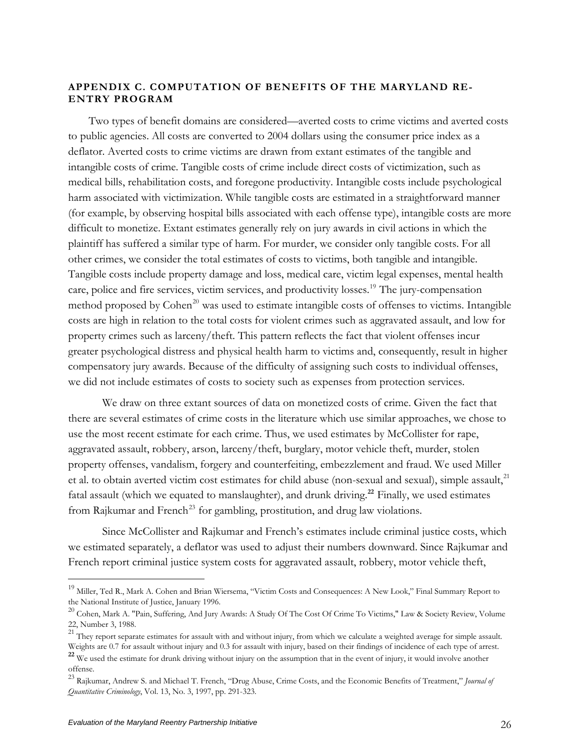## APPENDIX C. COMPUTATION OF BENEFITS OF THE MARYLAND RE-ENTRY PROGRAM

Two types of benefit domains are considered—averted costs to crime victims and averted costs to public agencies. All costs are converted to 2004 dollars using the consumer price index as a deflator. Averted costs to crime victims are drawn from extant estimates of the tangible and intangible costs of crime. Tangible costs of crime include direct costs of victimization, such as medical bills, rehabilitation costs, and foregone productivity. Intangible costs include psychological harm associated with victimization. While tangible costs are estimated in a straightforward manner (for example, by observing hospital bills associated with each offense type), intangible costs are more difficult to monetize. Extant estimates generally rely on jury awards in civil actions in which the plaintiff has suffered a similar type of harm. For murder, we consider only tangible costs. For all other crimes, we consider the total estimates of costs to victims, both tangible and intangible. Tangible costs include property damage and loss, medical care, victim legal expenses, mental health care, police and fire services, victim services, and productivity losses.[19] The jury-compensation method proposed by Cohen[20] was used to estimate intangible costs of offenses to victims. Intangible costs are high in relation to the total costs for violent crimes such as aggravated assault, and low for property crimes such as larceny/theft. This pattern reflects the fact that violent offenses incur greater psychological distress and physical health harm to victims and, consequently, result in higher compensatory jury awards. Because of the difficulty of assigning such costs to individual offenses, we did not include estimates of costs to society such as expenses from protection services.

We draw on three extant sources of data on monetized costs of crime. Given the fact that there are several estimates of crime costs in the literature which use similar approaches, we chose to use the most recent estimate for each crime. Thus, we used estimates by McCollister for rape, aggravated assault, robbery, arson, larceny/theft, burglary, motor vehicle theft, murder, stolen property offenses, vandalism, forgery and counterfeiting, embezzlement and fraud. We used Miller et al. to obtain averted victim cost estimates for child abuse (non-sexual and sexual), simple assault,[21] fatal assault (which we equated to manslaughter), and drunk driving.[22] Finally, we used estimates from Rajkumar and French[23] for gambling, prostitution, and drug law violations.

Since McCollister and Rajkumar and French's estimates include criminal justice costs, which we estimated separately, a deflator was used to adjust their numbers downward. Since Rajkumar and French report criminal justice system costs for aggravated assault, robbery, motor vehicle theft,

---

[19] Miller, Ted R., Mark A. Cohen and Brian Wiersema, "Victim Costs and Consequences: A New Look," Final Summary Report to the National Institute of Justice, January 1996.

[20] Cohen, Mark A. "Pain, Suffering, And Jury Awards: A Study Of The Cost Of Crime To Victims," Law & Society Review, Volume 22, Number 3, 1988.

[21] They report separate estimates for assault with and without injury, from which we calculate a weighted average for simple assault. Weights are 0.7 for assault without injury and 0.3 for assault with injury, based on their findings of incidence of each type of arrest.

[22] We used the estimate for drunk driving without injury on the assumption that in the event of injury, it would involve another offense.

[23] Rajkumar, Andrew S. and Michael T. French, "Drug Abuse, Crime Costs, and the Economic Benefits of Treatment," *Journal of Quantitative Criminology*, Vol. 13, No. 3, 1997, pp. 291-323.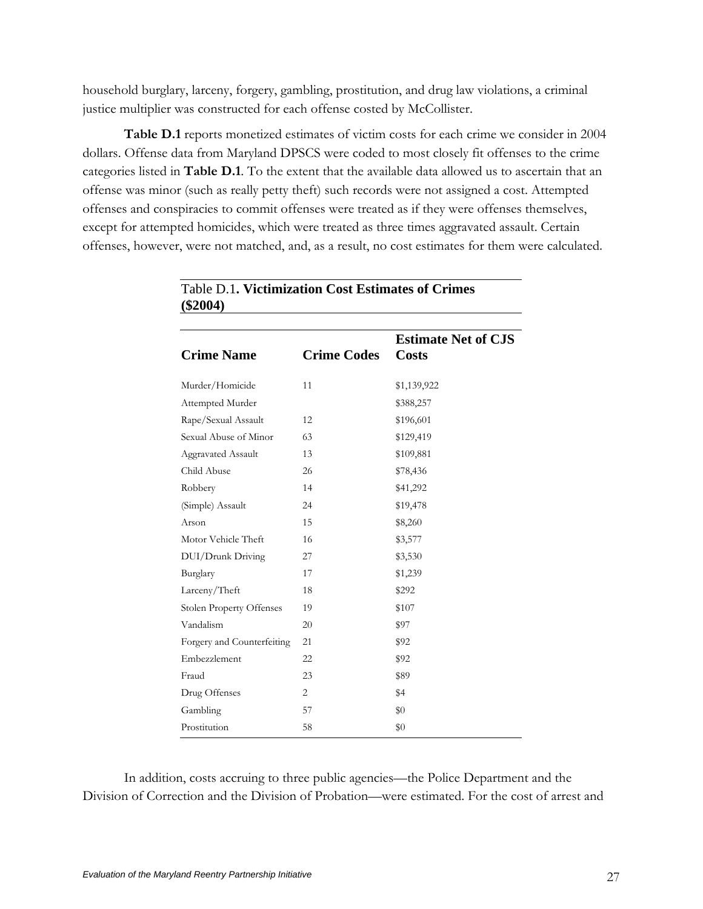household burglary, larceny, forgery, gambling, prostitution, and drug law violations, a criminal justice multiplier was constructed for each offense costed by McCollister.

**Table D.1** reports monetized estimates of victim costs for each crime we consider in 2004 dollars. Offense data from Maryland DPSCS were coded to most closely fit offenses to the crime categories listed in **Table D.1**. To the extent that the available data allowed us to ascertain that an offense was minor (such as really petty theft) such records were not assigned a cost. Attempted offenses and conspiracies to commit offenses were treated as if they were offenses themselves, except for attempted homicides, which were treated as three times aggravated assault. Certain offenses, however, were not matched, and, as a result, no cost estimates for them were calculated.

Table D.1**. Victimization Cost Estimates of Crimes ($2004)**

| Crime Name | Crime Codes | Estimate Net of CJS Costs |
|---|---|---|
| Murder/Homicide | 11 | $1,139,922 |
| Attempted Murder | | $388,257 |
| Rape/Sexual Assault | 12 | $196,601 |
| Sexual Abuse of Minor | 63 | $129,419 |
| Aggravated Assault | 13 | $109,881 |
| Child Abuse | 26 | $78,436 |
| Robbery | 14 | $41,292 |
| (Simple) Assault | 24 | $19,478 |
| Arson | 15 | $8,260 |
| Motor Vehicle Theft | 16 | $3,577 |
| DUI/Drunk Driving | 27 | $3,530 |
| Burglary | 17 | $1,239 |
| Larceny/Theft | 18 | $292 |
| Stolen Property Offenses | 19 | $107 |
| Vandalism | 20 | $97 |
| Forgery and Counterfeiting | 21 | $92 |
| Embezzlement | 22 | $92 |
| Fraud | 23 | $89 |
| Drug Offenses | 2 | $4 |
| Gambling | 57 | $0 |
| Prostitution | 58 | $0 |

In addition, costs accruing to three public agencies—the Police Department and the Division of Correction and the Division of Probation—were estimated. For the cost of arrest and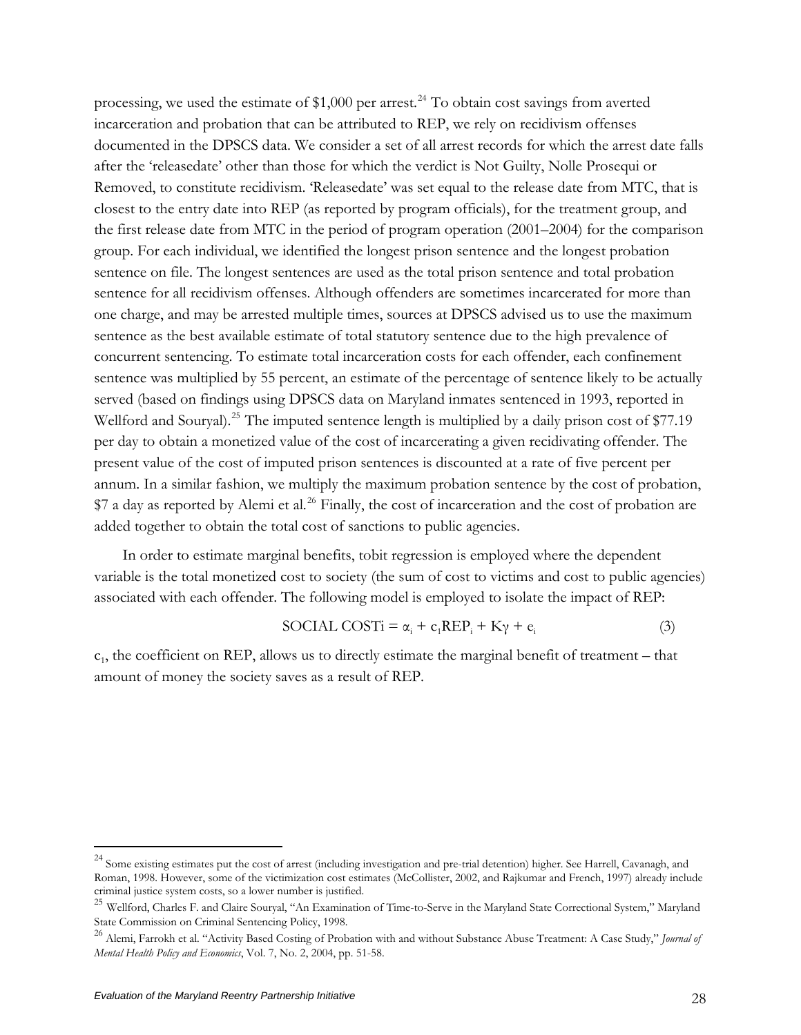processing, we used the estimate of $1,000 per arrest.[24] To obtain cost savings from averted incarceration and probation that can be attributed to REP, we rely on recidivism offenses documented in the DPSCS data. We consider a set of all arrest records for which the arrest date falls after the 'releasedate' other than those for which the verdict is Not Guilty, Nolle Prosequi or Removed, to constitute recidivism. 'Releasedate' was set equal to the release date from MTC, that is closest to the entry date into REP (as reported by program officials), for the treatment group, and the first release date from MTC in the period of program operation (2001–2004) for the comparison group. For each individual, we identified the longest prison sentence and the longest probation sentence on file. The longest sentences are used as the total prison sentence and total probation sentence for all recidivism offenses. Although offenders are sometimes incarcerated for more than one charge, and may be arrested multiple times, sources at DPSCS advised us to use the maximum sentence as the best available estimate of total statutory sentence due to the high prevalence of concurrent sentencing. To estimate total incarceration costs for each offender, each confinement sentence was multiplied by 55 percent, an estimate of the percentage of sentence likely to be actually served (based on findings using DPSCS data on Maryland inmates sentenced in 1993, reported in Wellford and Souryal).[25] The imputed sentence length is multiplied by a daily prison cost of $77.19 per day to obtain a monetized value of the cost of incarcerating a given recidivating offender. The present value of the cost of imputed prison sentences is discounted at a rate of five percent per annum. In a similar fashion, we multiply the maximum probation sentence by the cost of probation, $7 a day as reported by Alemi et al.[26] Finally, the cost of incarceration and the cost of probation are added together to obtain the total cost of sanctions to public agencies.

In order to estimate marginal benefits, tobit regression is employed where the dependent variable is the total monetized cost to society (the sum of cost to victims and cost to public agencies) associated with each offender. The following model is employed to isolate the impact of REP:

$$\text{SOCIAL COST}i = \alpha_i + c_1 REP_i + K\gamma + e_i \qquad (3)$$

$c_1$, the coefficient on REP, allows us to directly estimate the marginal benefit of treatment – that amount of money the society saves as a result of REP.

---

[24] Some existing estimates put the cost of arrest (including investigation and pre-trial detention) higher. See Harrell, Cavanagh, and Roman, 1998. However, some of the victimization cost estimates (McCollister, 2002, and Rajkumar and French, 1997) already include criminal justice system costs, so a lower number is justified.

[25] Wellford, Charles F. and Claire Souryal, "An Examination of Time-to-Serve in the Maryland State Correctional System," Maryland State Commission on Criminal Sentencing Policy, 1998.

[26] Alemi, Farrokh et al. "Activity Based Costing of Probation with and without Substance Abuse Treatment: A Case Study," *Journal of Mental Health Policy and Economics*, Vol. 7, No. 2, 2004, pp. 51-58.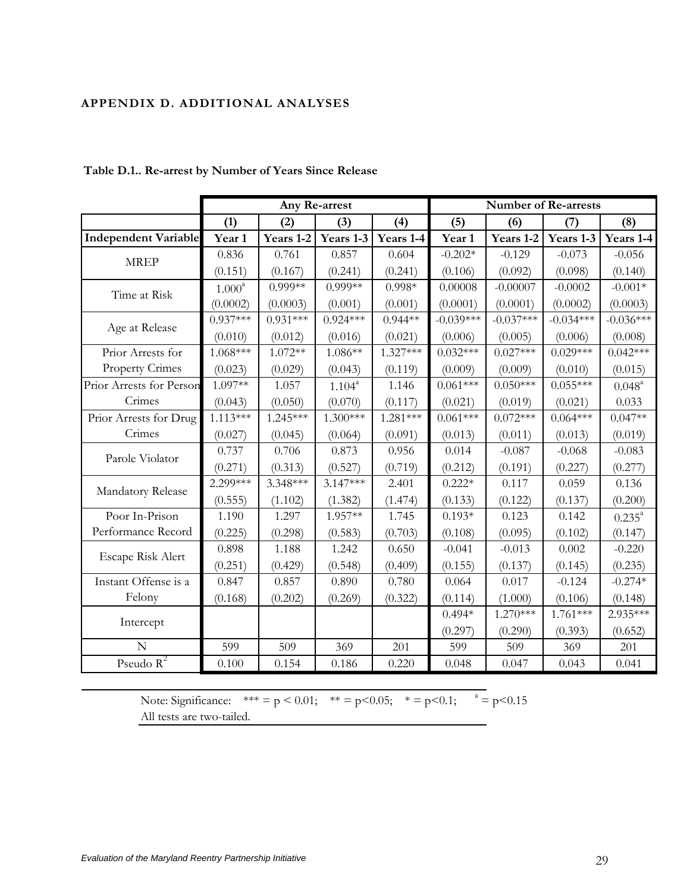## APPENDIX D. ADDITIONAL ANALYSES

**Table D.1.. Re-arrest by Number of Years Since Release**

| | Any Re-arrest | | | | Number of Re-arrests | | | |
|---|---|---|---|---|---|---|---|---|
| | (1) | (2) | (3) | (4) | (5) | (6) | (7) | (8) |
| **Independent Variable** | **Year 1** | **Years 1-2** | **Years 1-3** | **Years 1-4** | **Year 1** | **Years 1-2** | **Years 1-3** | **Years 1-4** |
| MREP | 0.836 | 0.761 | 0.857 | 0.604 | -0.202* | -0.129 | -0.073 | -0.056 |
| | (0.151) | (0.167) | (0.241) | (0.241) | (0.106) | (0.092) | (0.098) | (0.140) |
| Time at Risk | 1.000[a] | 0.999** | 0.999** | 0.998* | 0.00008 | -0.00007 | -0.0002 | -0.001* |
| | (0.0002) | (0.0003) | (0.001) | (0.001) | (0.0001) | (0.0001) | (0.0002) | (0.0003) |
| Age at Release | 0.937*** | 0.931*** | 0.924*** | 0.944** | -0.039*** | -0.037*** | -0.034*** | -0.036*** |
| | (0.010) | (0.012) | (0.016) | (0.021) | (0.006) | (0.005) | (0.006) | (0.008) |
| Prior Arrests for Property Crimes | 1.068*** | 1.072** | 1.086** | 1.327*** | 0.032*** | 0.027*** | 0.029*** | 0.042*** |
| | (0.023) | (0.029) | (0.043) | (0.119) | (0.009) | (0.009) | (0.010) | (0.015) |
| Prior Arrests for Person Crimes | 1.097** | 1.057 | 1.104[a] | 1.146 | 0.061*** | 0.050*** | 0.055*** | 0.048[a] |
| | (0.043) | (0.050) | (0.070) | (0.117) | (0.021) | (0.019) | (0.021) | 0.033 |
| Prior Arrests for Drug Crimes | 1.113*** | 1.245*** | 1.300*** | 1.281*** | 0.061*** | 0.072*** | 0.064*** | 0.047** |
| | (0.027) | (0.045) | (0.064) | (0.091) | (0.013) | (0.011) | (0.013) | (0.019) |
| Parole Violator | 0.737 | 0.706 | 0.873 | 0.956 | 0.014 | -0.087 | -0.068 | -0.083 |
| | (0.271) | (0.313) | (0.527) | (0.719) | (0.212) | (0.191) | (0.227) | (0.277) |
| Mandatory Release | 2.299*** | 3.348*** | 3.147*** | 2.401 | 0.222* | 0.117 | 0.059 | 0.136 |
| | (0.555) | (1.102) | (1.382) | (1.474) | (0.133) | (0.122) | (0.137) | (0.200) |
| Poor In-Prison Performance Record | 1.190 | 1.297 | 1.957** | 1.745 | 0.193* | 0.123 | 0.142 | 0.235[a] |
| | (0.225) | (0.298) | (0.583) | (0.703) | (0.108) | (0.095) | (0.102) | (0.147) |
| Escape Risk Alert | 0.898 | 1.188 | 1.242 | 0.650 | -0.041 | -0.013 | 0.002 | -0.220 |
| | (0.251) | (0.429) | (0.548) | (0.409) | (0.155) | (0.137) | (0.145) | (0.235) |
| Instant Offense is a Felony | 0.847 | 0.857 | 0.890 | 0.780 | 0.064 | 0.017 | -0.124 | -0.274* |
| | (0.168) | (0.202) | (0.269) | (0.322) | (0.114) | (1.000) | (0.106) | (0.148) |
| Intercept | | | | | 0.494* | 1.270*** | 1.761*** | 2.935*** |
| | | | | | (0.297) | (0.290) | (0.393) | (0.652) |
| N | 599 | 509 | 369 | 201 | 599 | 509 | 369 | 201 |
| Pseudo $R^2$ | 0.100 | 0.154 | 0.186 | 0.220 | 0.048 | 0.047 | 0.043 | 0.041 |

Note: Significance: *** = p < 0.01; ** = p<0.05; * = p<0.1; [a] = p<0.15
All tests are two-tailed.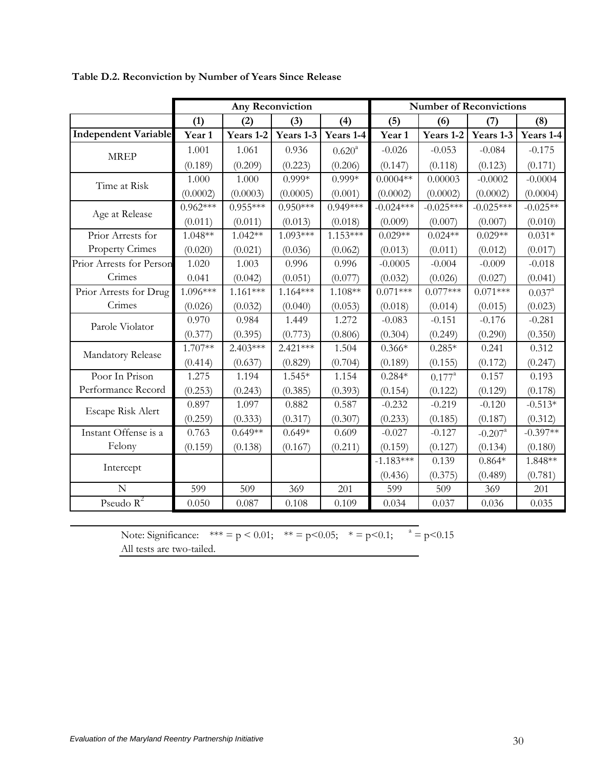**Table D.2. Reconviction by Number of Years Since Release**

| | Any Reconviction | | | | Number of Reconvictions | | | |
|---|---|---|---|---|---|---|---|---|
| | (1) | (2) | (3) | (4) | (5) | (6) | (7) | (8) |
| **Independent Variable** | **Year 1** | **Years 1-2** | **Years 1-3** | **Years 1-4** | **Year 1** | **Years 1-2** | **Years 1-3** | **Years 1-4** |
| MREP | 1.001 | 1.061 | 0.936 | 0.620[a] | -0.026 | -0.053 | -0.084 | -0.175 |
| | (0.189) | (0.209) | (0.223) | (0.206) | (0.147) | (0.118) | (0.123) | (0.171) |
| Time at Risk | 1.000 | 1.000 | 0.999* | 0.999* | 0.0004** | 0.00003 | -0.0002 | -0.0004 |
| | (0.0002) | (0.0003) | (0.0005) | (0.001) | (0.0002) | (0.0002) | (0.0002) | (0.0004) |
| Age at Release | 0.962*** | 0.955*** | 0.950*** | 0.949*** | -0.024*** | -0.025*** | -0.025*** | -0.025** |
| | (0.011) | (0.011) | (0.013) | (0.018) | (0.009) | (0.007) | (0.007) | (0.010) |
| Prior Arrests for Property Crimes | 1.048** | 1.042** | 1.093*** | 1.153*** | 0.029** | 0.024** | 0.029** | 0.031* |
| | (0.020) | (0.021) | (0.036) | (0.062) | (0.013) | (0.011) | (0.012) | (0.017) |
| Prior Arrests for Person Crimes | 1.020 | 1.003 | 0.996 | 0.996 | -0.0005 | -0.004 | -0.009 | -0.018 |
| | 0.041 | (0.042) | (0.051) | (0.077) | (0.032) | (0.026) | (0.027) | (0.041) |
| Prior Arrests for Drug Crimes | 1.096*** | 1.161*** | 1.164*** | 1.108** | 0.071*** | 0.077*** | 0.071*** | 0.037[a] |
| | (0.026) | (0.032) | (0.040) | (0.053) | (0.018) | (0.014) | (0.015) | (0.023) |
| Parole Violator | 0.970 | 0.984 | 1.449 | 1.272 | -0.083 | -0.151 | -0.176 | -0.281 |
| | (0.377) | (0.395) | (0.773) | (0.806) | (0.304) | (0.249) | (0.290) | (0.350) |
| Mandatory Release | 1.707** | 2.403*** | 2.421*** | 1.504 | 0.366* | 0.285* | 0.241 | 0.312 |
| | (0.414) | (0.637) | (0.829) | (0.704) | (0.189) | (0.155) | (0.172) | (0.247) |
| Poor In Prison Performance Record | 1.275 | 1.194 | 1.545* | 1.154 | 0.284* | 0.177[a] | 0.157 | 0.193 |
| | (0.253) | (0.243) | (0.385) | (0.393) | (0.154) | (0.122) | (0.129) | (0.178) |
| Escape Risk Alert | 0.897 | 1.097 | 0.882 | 0.587 | -0.232 | -0.219 | -0.120 | -0.513* |
| | (0.259) | (0.333) | (0.317) | (0.307) | (0.233) | (0.185) | (0.187) | (0.312) |
| Instant Offense is a Felony | 0.763 | 0.649** | 0.649* | 0.609 | -0.027 | -0.127 | -0.207[a] | -0.397** |
| | (0.159) | (0.138) | (0.167) | (0.211) | (0.159) | (0.127) | (0.134) | (0.180) |
| Intercept | | | | | -1.183*** | 0.139 | 0.864* | 1.848** |
| | | | | | (0.436) | (0.375) | (0.489) | (0.781) |
| N | 599 | 509 | 369 | 201 | 599 | 509 | 369 | 201 |
| Pseudo $R^2$ | 0.050 | 0.087 | 0.108 | 0.109 | 0.034 | 0.037 | 0.036 | 0.035 |

Note: Significance: *** = $p < 0.01$; ** = $p<0.05$; * = $p<0.1$; [a] = $p<0.15$
All tests are two-tailed.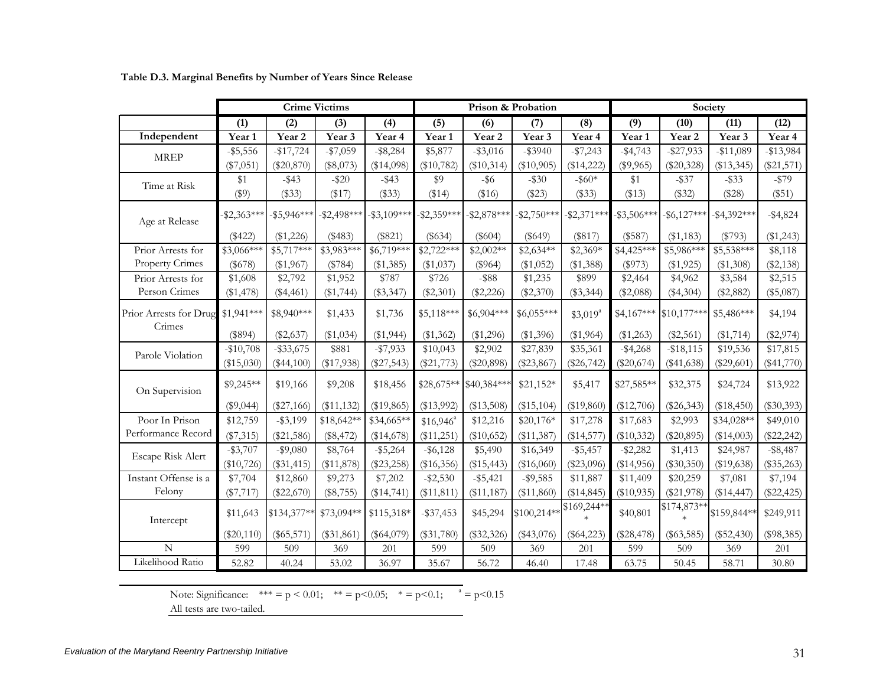**Table D.3. Marginal Benefits by Number of Years Since Release**

| | Crime Victims | | | | Prison & Probation | | | | Society | | | |
|---|---|---|---|---|---|---|---|---|---|---|---|---|
| | (1) | (2) | (3) | (4) | (5) | (6) | (7) | (8) | (9) | (10) | (11) | (12) |
| Independent | Year 1 | Year 2 | Year 3 | Year 4 | Year 1 | Year 2 | Year 3 | Year 4 | Year 1 | Year 2 | Year 3 | Year 4 |
| MREP | -$5,556 | -$17,724 | -$7,059 | -$8,284 | $5,877 | -$3,016 | -$3940 | -$7,243 | -$4,743 | -$27,933 | -$11,089 | -$13,984 |
| | ($7,051) | ($20,870) | ($8,073) | ($14,098) | ($10,782) | ($10,314) | ($10,905) | ($14,222) | ($9,965) | ($20,328) | ($13,345) | ($21,571) |
| Time at Risk | $1 | -$43 | -$20 | -$43 | $9 | -$6 | -$30 | -$60* | $1 | -$37 | -$33 | -$79 |
| | ($9) | ($33) | ($17) | ($33) | ($14) | ($16) | ($23) | ($33) | ($13) | ($32) | ($28) | ($51) |
| Age at Release | -$2,363*** | -$5,946*** | -$2,498*** | -$3,109*** | -$2,359*** | -$2,878*** | -$2,750*** | -$2,371*** | -$3,506*** | -$6,127*** | -$4,392*** | -$4,824 |
| | ($422) | ($1,226) | ($483) | ($821) | ($634) | ($604) | ($649) | ($817) | ($587) | ($1,183) | ($793) | ($1,243) |
| Prior Arrests for Property Crimes | $3,066*** | $5,717*** | $3,983*** | $6,719*** | $2,722*** | $2,002** | $2,634** | $2,369* | $4,425*** | $5,986*** | $5,538*** | $8,118 |
| | ($678) | ($1,967) | ($784) | ($1,385) | ($1,037) | ($964) | ($1,052) | ($1,388) | ($973) | ($1,925) | ($1,308) | ($2,138) |
| Prior Arrests for Person Crimes | $1,608 | $2,792 | $1,952 | $787 | $726 | -$88 | $1,235 | $899 | $2,464 | $4,962 | $3,584 | $2,515 |
| | ($1,478) | ($4,461) | ($1,744) | ($3,347) | ($2,301) | ($2,226) | ($2,370) | ($3,344) | ($2,088) | ($4,304) | ($2,882) | ($5,087) |
| Prior Arrests for Drug Crimes | $1,941*** | $8,940*** | $1,433 | $1,736 | $5,118*** | $6,904*** | $6,055*** | $3,019[a] | $4,167*** | $10,177*** | $5,486*** | $4,194 |
| | ($894) | ($2,637) | ($1,034) | ($1,944) | ($1,362) | ($1,296) | ($1,396) | ($1,964) | ($1,263) | ($2,561) | ($1,714) | ($2,974) |
| Parole Violation | -$10,708 | -$33,675 | $881 | -$7,933 | $10,043 | $2,902 | $27,839 | $35,361 | -$4,268 | -$18,115 | $19,536 | $17,815 |
| | ($15,030) | ($44,100) | ($17,938) | ($27,543) | ($21,773) | ($20,898) | ($23,867) | ($26,742) | ($20,674) | ($41,638) | ($29,601) | ($41,770) |
| On Supervision | $9,245** | $19166 | $9,208 | $18,456 | $28,675** | $40,384*** | $21,152* | $5,417 | $27,585** | $32,375 | $24,724 | $13,922 |
| | ($9,044) | ($27,166) | ($11,132) | ($19,865) | ($13,992) | ($13,508) | ($15,104) | ($19,860) | ($12,706) | ($26,343) | ($18,450) | ($30,393) |
| Poor In Prison Performance Record | $12,759 | -$3,199 | $18,642** | $34,665** | $16,946[a] | $12,216 | $20,176* | $17,278 | $17,683 | $2,993 | $34,028** | $49,010 |
| | ($7,315) | ($21,586) | ($8,472) | ($14,678) | ($11,251) | ($10,652) | ($11,387) | ($14,577) | ($10,332) | ($20,895) | ($14,003) | ($22,242) |
| Escape Risk Alert | -$3,707 | -$9,080 | $8,764 | -$5,264 | -$6,128 | $5,490 | $16,349 | -$5,457 | -$2,282 | $1,413 | $24,987 | -$8,487 |
| | ($10,726) | ($31,415) | ($11,878) | ($23,258) | ($16,356) | ($15,443) | ($16,060) | ($23,096) | ($14,956) | ($30,350) | ($19,638) | ($35,263) |
| Instant Offense is a Felony | $7,704 | $12,860 | $9,273 | $7,202 | -$2,530 | -$5,421 | -$9,585 | $11,887 | $11,409 | $20,259 | $7,081 | $7,194 |
| | ($7,717) | ($22,670) | ($8,755) | ($14,741) | ($11,811) | ($11,187) | ($11,860) | ($14,845) | ($10,935) | ($21,978) | ($14,447) | ($22,425) |
| Intercept | $11,643 | $134,377** | $73,094** | $115,318* | -$37,453 | $45,294 | $100,214** | $169,244*** | $40,801 | $174,873*** | $159,844** | $249,911 |
| | ($20,110) | ($65,571) | ($31,861) | ($64,079) | ($31,780) | ($32,326) | ($43,076) | ($64,223) | ($28,478) | ($63,585) | ($52,430) | ($98,385) |
| N | 599 | 509 | 369 | 201 | 599 | 509 | 369 | 201 | 599 | 509 | 369 | 201 |
| Likelihood Ratio | 52.82 | 40.24 | 53.02 | 36.97 | 35.67 | 56.72 | 46.40 | 17.48 | 63.75 | 50.45 | 58.71 | 30.80 |

Note: Significance: *** = p < 0.01; ** = p<0.05; * = p<0.1; [a] = p<0.15

All tests are two-tailed.